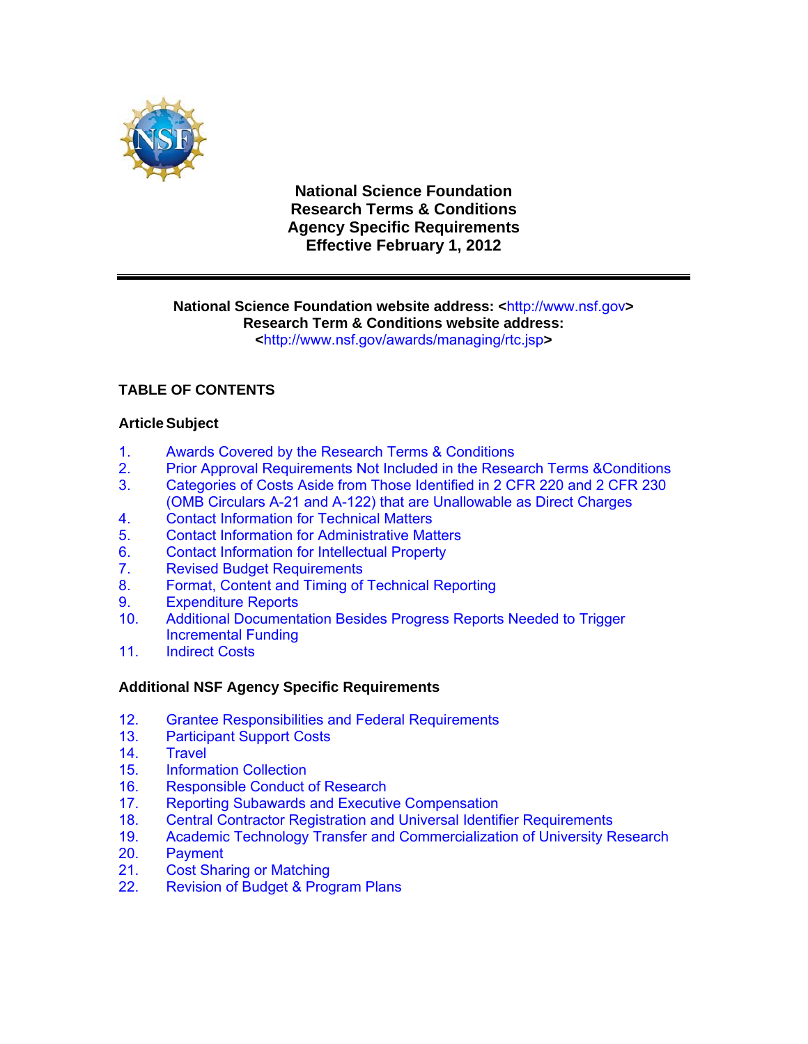# National Science Foundation
# Research Terms & Conditions
# Agency Specific Requirements
# Effective February 1, 2012

---

**National Science Foundation website address: <http://www.nsf.gov>**
**Research Term & Conditions website address:**
**<http://www.nsf.gov/awards/managing/rtc.jsp>**

## TABLE OF CONTENTS

**Article Subject**

1. Awards Covered by the Research Terms & Conditions
2. Prior Approval Requirements Not Included in the Research Terms &Conditions
3. Categories of Costs Aside from Those Identified in 2 CFR 220 and 2 CFR 230 (OMB Circulars A-21 and A-122) that are Unallowable as Direct Charges
4. Contact Information for Technical Matters
5. Contact Information for Administrative Matters
6. Contact Information for Intellectual Property
7. Revised Budget Requirements
8. Format, Content and Timing of Technical Reporting
9. Expenditure Reports
10. Additional Documentation Besides Progress Reports Needed to Trigger Incremental Funding
11. Indirect Costs

**Additional NSF Agency Specific Requirements**

12. Grantee Responsibilities and Federal Requirements
13. Participant Support Costs
14. Travel
15. Information Collection
16. Responsible Conduct of Research
17. Reporting Subawards and Executive Compensation
18. Central Contractor Registration and Universal Identifier Requirements
19. Academic Technology Transfer and Commercialization of University Research
20. Payment
21. Cost Sharing or Matching
22. Revision of Budget & Program Plans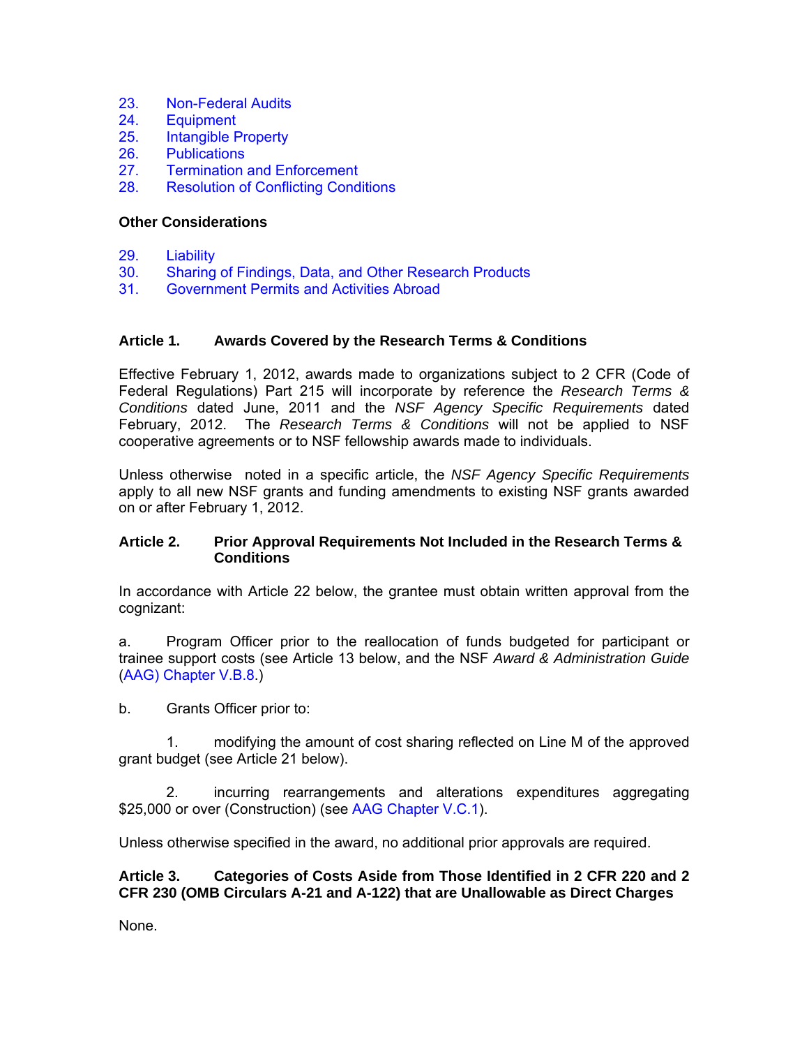23. Non-Federal Audits
24. Equipment
25. Intangible Property
26. Publications
27. Termination and Enforcement
28. Resolution of Conflicting Conditions

**Other Considerations**

29. Liability
30. Sharing of Findings, Data, and Other Research Products
31. Government Permits and Activities Abroad

### Article 1. Awards Covered by the Research Terms & Conditions

Effective February 1, 2012, awards made to organizations subject to 2 CFR (Code of Federal Regulations) Part 215 will incorporate by reference the *Research Terms & Conditions* dated June, 2011 and the *NSF Agency Specific Requirements* dated February, 2012. The *Research Terms & Conditions* will not be applied to NSF cooperative agreements or to NSF fellowship awards made to individuals.

Unless otherwise noted in a specific article, the *NSF Agency Specific Requirements* apply to all new NSF grants and funding amendments to existing NSF grants awarded on or after February 1, 2012.

### Article 2. Prior Approval Requirements Not Included in the Research Terms & Conditions

In accordance with Article 22 below, the grantee must obtain written approval from the cognizant:

a. Program Officer prior to the reallocation of funds budgeted for participant or trainee support costs (see Article 13 below, and the NSF *Award & Administration Guide* (AAG) Chapter V.B.8.)

b. Grants Officer prior to:

1. modifying the amount of cost sharing reflected on Line M of the approved grant budget (see Article 21 below).

2. incurring rearrangements and alterations expenditures aggregating $25,000 or over (Construction) (see AAG Chapter V.C.1).

Unless otherwise specified in the award, no additional prior approvals are required.

### Article 3. Categories of Costs Aside from Those Identified in 2 CFR 220 and 2 CFR 230 (OMB Circulars A-21 and A-122) that are Unallowable as Direct Charges

None.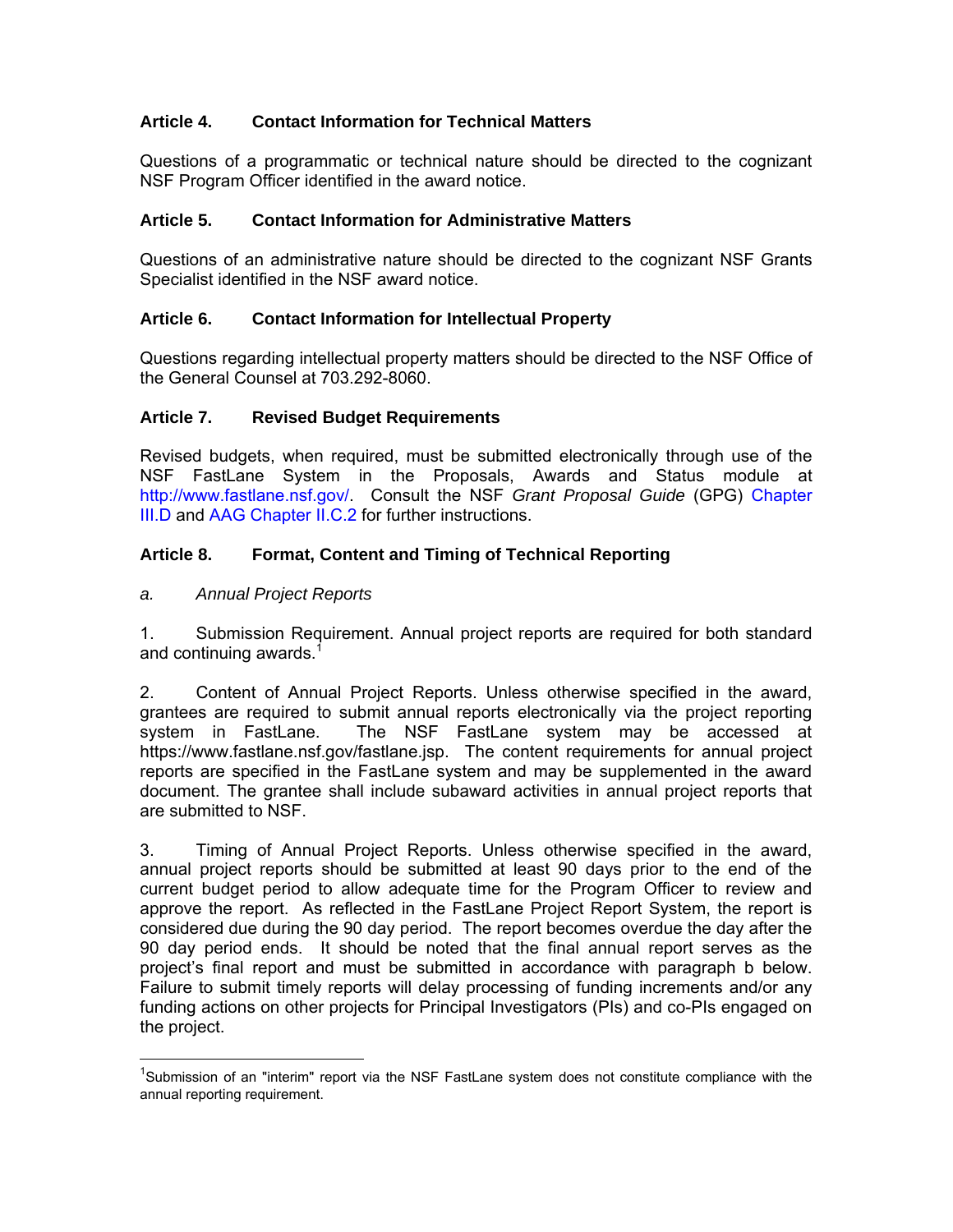### Article 4. Contact Information for Technical Matters

Questions of a programmatic or technical nature should be directed to the cognizant NSF Program Officer identified in the award notice.

### Article 5. Contact Information for Administrative Matters

Questions of an administrative nature should be directed to the cognizant NSF Grants Specialist identified in the NSF award notice.

### Article 6. Contact Information for Intellectual Property

Questions regarding intellectual property matters should be directed to the NSF Office of the General Counsel at 703.292-8060.

### Article 7. Revised Budget Requirements

Revised budgets, when required, must be submitted electronically through use of the NSF FastLane System in the Proposals, Awards and Status module at http://www.fastlane.nsf.gov/. Consult the NSF *Grant Proposal Guide* (GPG) Chapter III.D and AAG Chapter II.C.2 for further instructions.

### Article 8. Format, Content and Timing of Technical Reporting

*a. Annual Project Reports*

1. Submission Requirement. Annual project reports are required for both standard and continuing awards.[1]

2. Content of Annual Project Reports. Unless otherwise specified in the award, grantees are required to submit annual reports electronically via the project reporting system in FastLane. The NSF FastLane system may be accessed at https://www.fastlane.nsf.gov/fastlane.jsp. The content requirements for annual project reports are specified in the FastLane system and may be supplemented in the award document. The grantee shall include subaward activities in annual project reports that are submitted to NSF.

3. Timing of Annual Project Reports. Unless otherwise specified in the award, annual project reports should be submitted at least 90 days prior to the end of the current budget period to allow adequate time for the Program Officer to review and approve the report. As reflected in the FastLane Project Report System, the report is considered due during the 90 day period. The report becomes overdue the day after the 90 day period ends. It should be noted that the final annual report serves as the project's final report and must be submitted in accordance with paragraph b below. Failure to submit timely reports will delay processing of funding increments and/or any funding actions on other projects for Principal Investigators (PIs) and co-PIs engaged on the project.

---

[1]Submission of an "interim" report via the NSF FastLane system does not constitute compliance with the annual reporting requirement.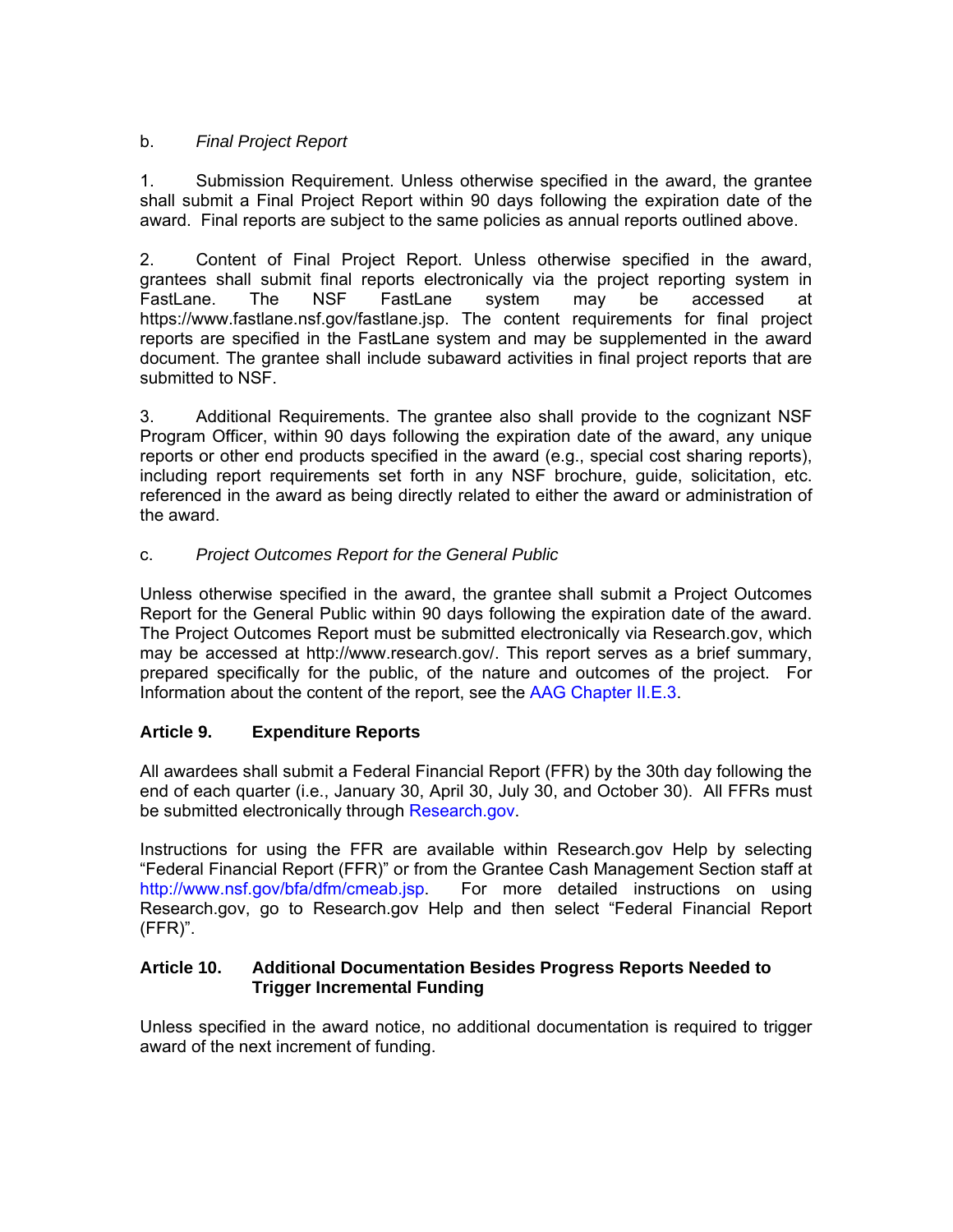b. *Final Project Report*

1. Submission Requirement. Unless otherwise specified in the award, the grantee shall submit a Final Project Report within 90 days following the expiration date of the award. Final reports are subject to the same policies as annual reports outlined above.

2. Content of Final Project Report. Unless otherwise specified in the award, grantees shall submit final reports electronically via the project reporting system in FastLane. The NSF FastLane system may be accessed at https://www.fastlane.nsf.gov/fastlane.jsp. The content requirements for final project reports are specified in the FastLane system and may be supplemented in the award document. The grantee shall include subaward activities in final project reports that are submitted to NSF.

3. Additional Requirements. The grantee also shall provide to the cognizant NSF Program Officer, within 90 days following the expiration date of the award, any unique reports or other end products specified in the award (e.g., special cost sharing reports), including report requirements set forth in any NSF brochure, guide, solicitation, etc. referenced in the award as being directly related to either the award or administration of the award.

c. *Project Outcomes Report for the General Public*

Unless otherwise specified in the award, the grantee shall submit a Project Outcomes Report for the General Public within 90 days following the expiration date of the award. The Project Outcomes Report must be submitted electronically via Research.gov, which may be accessed at http://www.research.gov/. This report serves as a brief summary, prepared specifically for the public, of the nature and outcomes of the project. For Information about the content of the report, see the AAG Chapter II.E.3.

### Article 9. Expenditure Reports

All awardees shall submit a Federal Financial Report (FFR) by the 30th day following the end of each quarter (i.e., January 30, April 30, July 30, and October 30). All FFRs must be submitted electronically through Research.gov.

Instructions for using the FFR are available within Research.gov Help by selecting "Federal Financial Report (FFR)" or from the Grantee Cash Management Section staff at http://www.nsf.gov/bfa/dfm/cmeab.jsp. For more detailed instructions on using Research.gov, go to Research.gov Help and then select "Federal Financial Report (FFR)".

### Article 10. Additional Documentation Besides Progress Reports Needed to Trigger Incremental Funding

Unless specified in the award notice, no additional documentation is required to trigger award of the next increment of funding.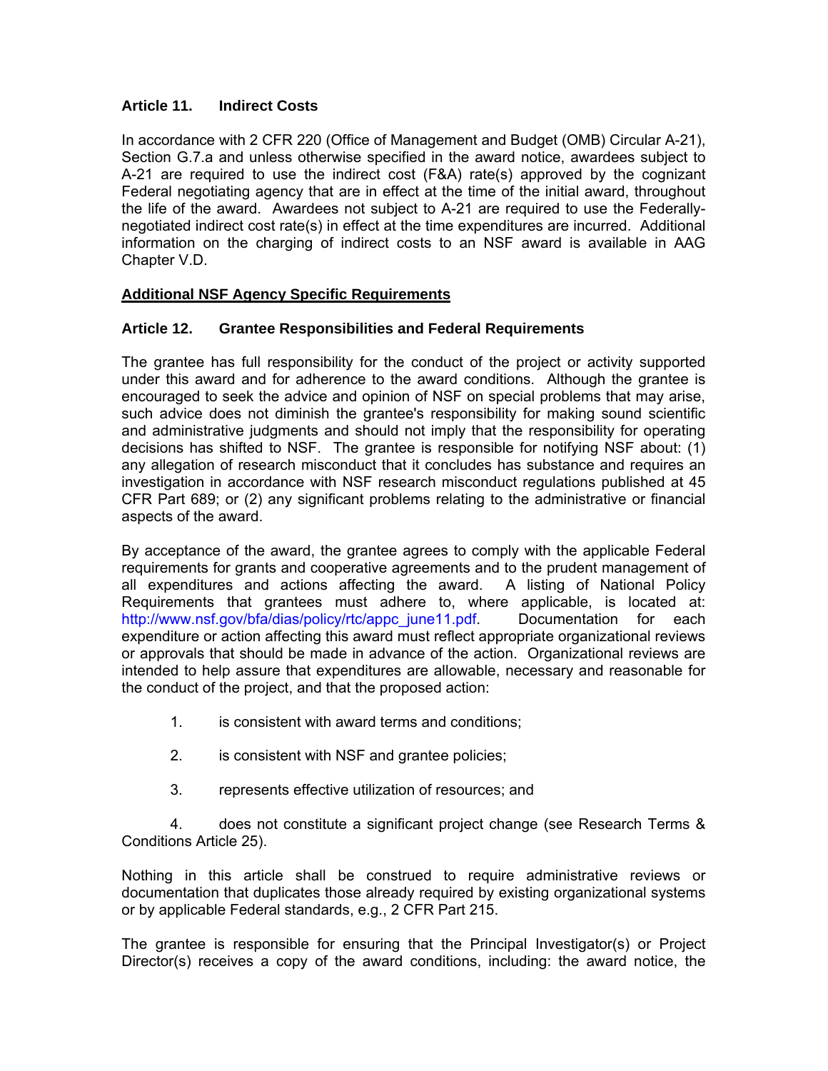### Article 11. Indirect Costs

In accordance with 2 CFR 220 (Office of Management and Budget (OMB) Circular A-21), Section G.7.a and unless otherwise specified in the award notice, awardees subject to A-21 are required to use the indirect cost (F&A) rate(s) approved by the cognizant Federal negotiating agency that are in effect at the time of the initial award, throughout the life of the award. Awardees not subject to A-21 are required to use the Federally-negotiated indirect cost rate(s) in effect at the time expenditures are incurred. Additional information on the charging of indirect costs to an NSF award is available in AAG Chapter V.D.

## Additional NSF Agency Specific Requirements

### Article 12. Grantee Responsibilities and Federal Requirements

The grantee has full responsibility for the conduct of the project or activity supported under this award and for adherence to the award conditions. Although the grantee is encouraged to seek the advice and opinion of NSF on special problems that may arise, such advice does not diminish the grantee's responsibility for making sound scientific and administrative judgments and should not imply that the responsibility for operating decisions has shifted to NSF. The grantee is responsible for notifying NSF about: (1) any allegation of research misconduct that it concludes has substance and requires an investigation in accordance with NSF research misconduct regulations published at 45 CFR Part 689; or (2) any significant problems relating to the administrative or financial aspects of the award.

By acceptance of the award, the grantee agrees to comply with the applicable Federal requirements for grants and cooperative agreements and to the prudent management of all expenditures and actions affecting the award. A listing of National Policy Requirements that grantees must adhere to, where applicable, is located at: http://www.nsf.gov/bfa/dias/policy/rtc/appc_june11.pdf. Documentation for each expenditure or action affecting this award must reflect appropriate organizational reviews or approvals that should be made in advance of the action. Organizational reviews are intended to help assure that expenditures are allowable, necessary and reasonable for the conduct of the project, and that the proposed action:

1. is consistent with award terms and conditions;
2. is consistent with NSF and grantee policies;
3. represents effective utilization of resources; and
4. does not constitute a significant project change (see Research Terms & Conditions Article 25).

Nothing in this article shall be construed to require administrative reviews or documentation that duplicates those already required by existing organizational systems or by applicable Federal standards, e.g., 2 CFR Part 215.

The grantee is responsible for ensuring that the Principal Investigator(s) or Project Director(s) receives a copy of the award conditions, including: the award notice, the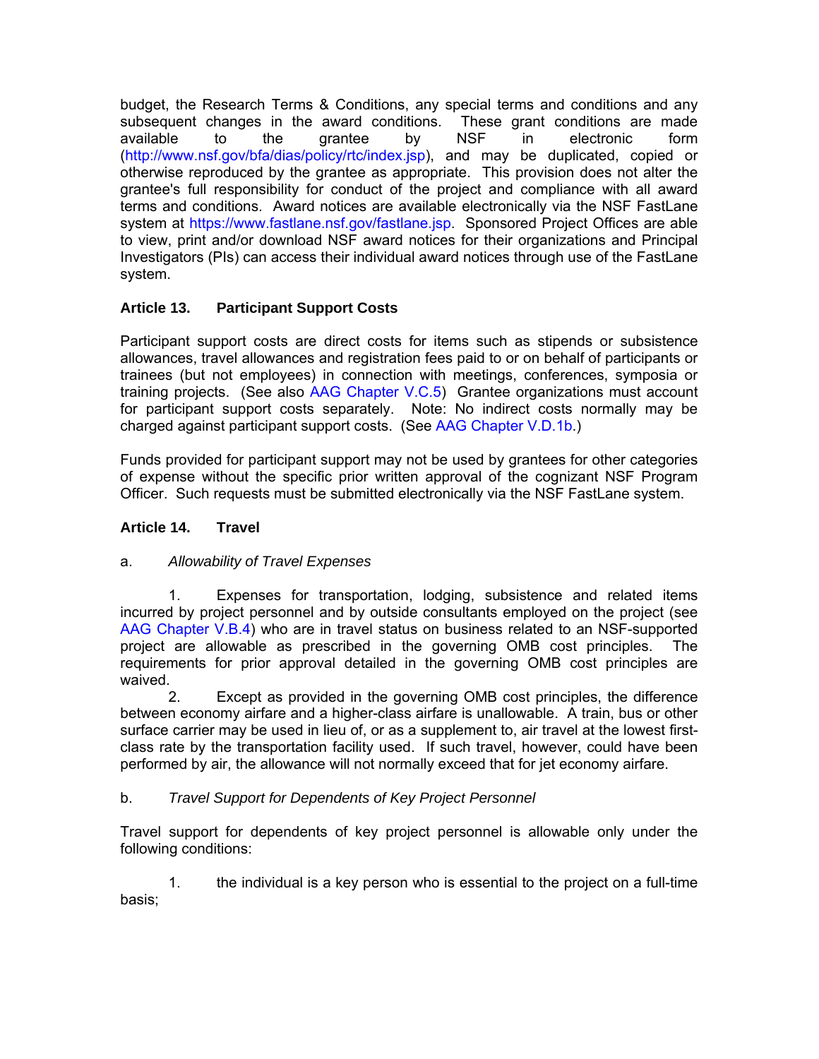budget, the Research Terms & Conditions, any special terms and conditions and any subsequent changes in the award conditions. These grant conditions are made available to the grantee by NSF in electronic form (http://www.nsf.gov/bfa/dias/policy/rtc/index.jsp), and may be duplicated, copied or otherwise reproduced by the grantee as appropriate. This provision does not alter the grantee's full responsibility for conduct of the project and compliance with all award terms and conditions. Award notices are available electronically via the NSF FastLane system at https://www.fastlane.nsf.gov/fastlane.jsp. Sponsored Project Offices are able to view, print and/or download NSF award notices for their organizations and Principal Investigators (PIs) can access their individual award notices through use of the FastLane system.

### Article 13. Participant Support Costs

Participant support costs are direct costs for items such as stipends or subsistence allowances, travel allowances and registration fees paid to or on behalf of participants or trainees (but not employees) in connection with meetings, conferences, symposia or training projects. (See also AAG Chapter V.C.5) Grantee organizations must account for participant support costs separately. Note: No indirect costs normally may be charged against participant support costs. (See AAG Chapter V.D.1b.)

Funds provided for participant support may not be used by grantees for other categories of expense without the specific prior written approval of the cognizant NSF Program Officer. Such requests must be submitted electronically via the NSF FastLane system.

### Article 14. Travel

a. *Allowability of Travel Expenses*

1. Expenses for transportation, lodging, subsistence and related items incurred by project personnel and by outside consultants employed on the project (see AAG Chapter V.B.4) who are in travel status on business related to an NSF-supported project are allowable as prescribed in the governing OMB cost principles. The requirements for prior approval detailed in the governing OMB cost principles are waived.

2. Except as provided in the governing OMB cost principles, the difference between economy airfare and a higher-class airfare is unallowable. A train, bus or other surface carrier may be used in lieu of, or as a supplement to, air travel at the lowest first-class rate by the transportation facility used. If such travel, however, could have been performed by air, the allowance will not normally exceed that for jet economy airfare.

b. *Travel Support for Dependents of Key Project Personnel*

Travel support for dependents of key project personnel is allowable only under the following conditions:

1. the individual is a key person who is essential to the project on a full-time basis;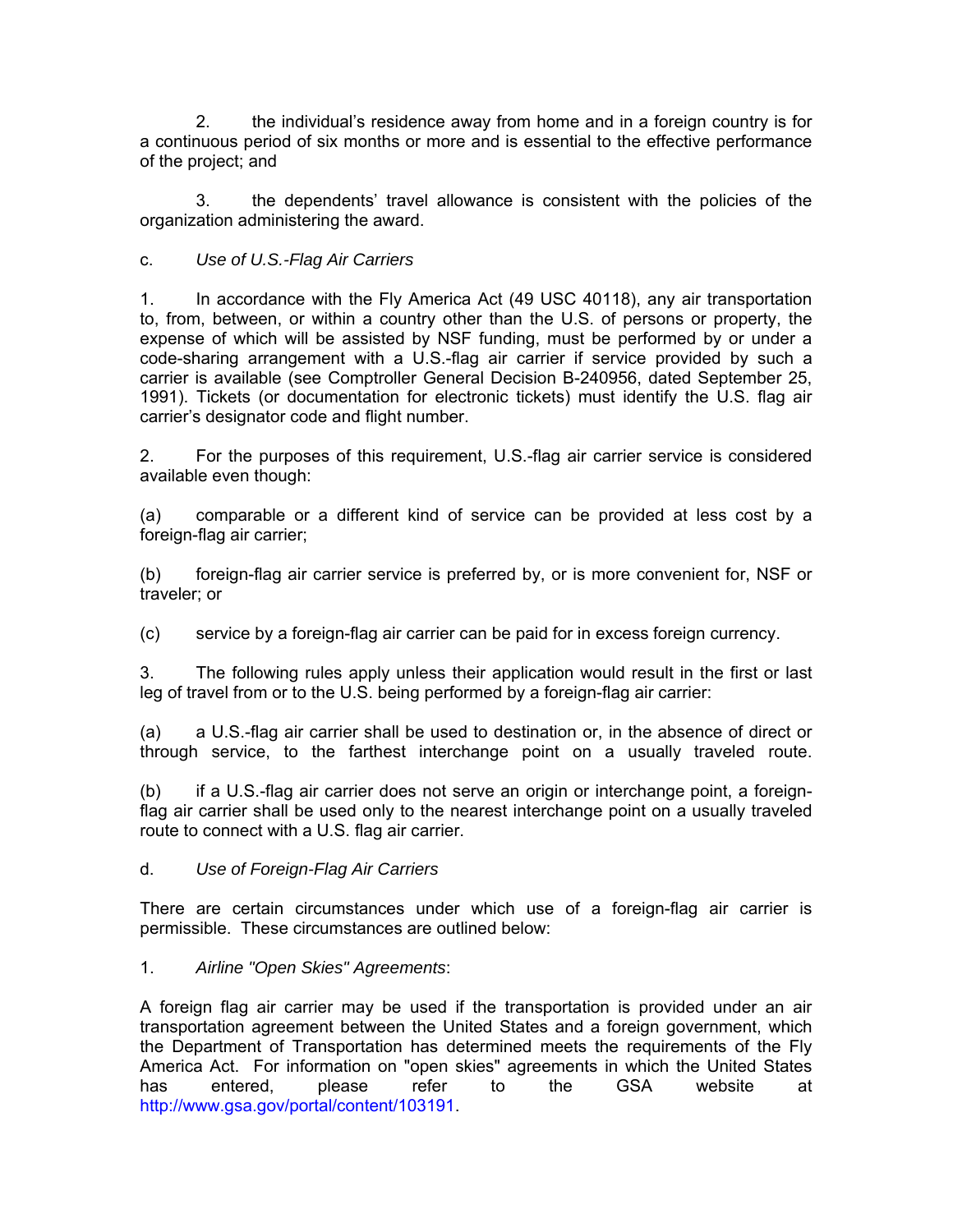2. the individual's residence away from home and in a foreign country is for a continuous period of six months or more and is essential to the effective performance of the project; and

3. the dependents' travel allowance is consistent with the policies of the organization administering the award.

c. *Use of U.S.-Flag Air Carriers*

1. In accordance with the Fly America Act (49 USC 40118), any air transportation to, from, between, or within a country other than the U.S. of persons or property, the expense of which will be assisted by NSF funding, must be performed by or under a code-sharing arrangement with a U.S.-flag air carrier if service provided by such a carrier is available (see Comptroller General Decision B-240956, dated September 25, 1991). Tickets (or documentation for electronic tickets) must identify the U.S. flag air carrier's designator code and flight number.

2. For the purposes of this requirement, U.S.-flag air carrier service is considered available even though:

(a) comparable or a different kind of service can be provided at less cost by a foreign-flag air carrier;

(b) foreign-flag air carrier service is preferred by, or is more convenient for, NSF or traveler; or

(c) service by a foreign-flag air carrier can be paid for in excess foreign currency.

3. The following rules apply unless their application would result in the first or last leg of travel from or to the U.S. being performed by a foreign-flag air carrier:

(a) a U.S.-flag air carrier shall be used to destination or, in the absence of direct or through service, to the farthest interchange point on a usually traveled route.

(b) if a U.S.-flag air carrier does not serve an origin or interchange point, a foreign-flag air carrier shall be used only to the nearest interchange point on a usually traveled route to connect with a U.S. flag air carrier.

d. *Use of Foreign-Flag Air Carriers*

There are certain circumstances under which use of a foreign-flag air carrier is permissible. These circumstances are outlined below:

1. *Airline "Open Skies" Agreements*:

A foreign flag air carrier may be used if the transportation is provided under an air transportation agreement between the United States and a foreign government, which the Department of Transportation has determined meets the requirements of the Fly America Act. For information on "open skies" agreements in which the United States has entered, please refer to the GSA website at http://www.gsa.gov/portal/content/103191.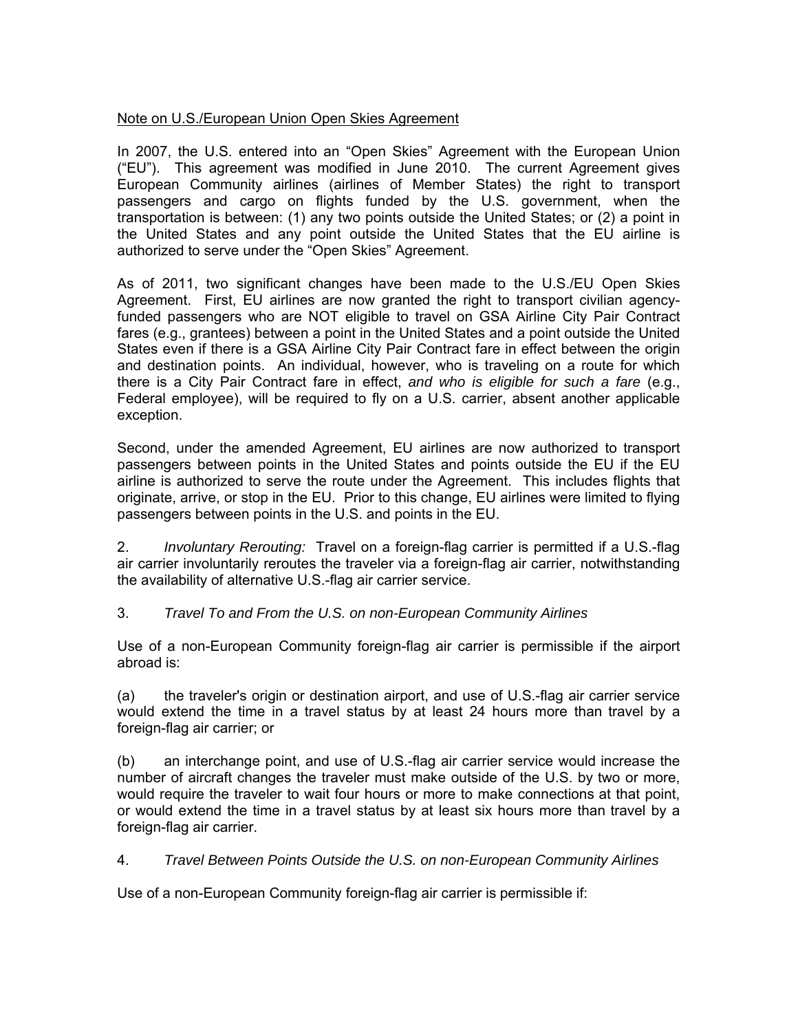<u>Note on U.S./European Union Open Skies Agreement</u>

In 2007, the U.S. entered into an "Open Skies" Agreement with the European Union ("EU"). This agreement was modified in June 2010. The current Agreement gives European Community airlines (airlines of Member States) the right to transport passengers and cargo on flights funded by the U.S. government, when the transportation is between: (1) any two points outside the United States; or (2) a point in the United States and any point outside the United States that the EU airline is authorized to serve under the "Open Skies" Agreement.

As of 2011, two significant changes have been made to the U.S./EU Open Skies Agreement. First, EU airlines are now granted the right to transport civilian agency-funded passengers who are NOT eligible to travel on GSA Airline City Pair Contract fares (e.g., grantees) between a point in the United States and a point outside the United States even if there is a GSA Airline City Pair Contract fare in effect between the origin and destination points. An individual, however, who is traveling on a route for which there is a City Pair Contract fare in effect, *and who is eligible for such a fare* (e.g., Federal employee), will be required to fly on a U.S. carrier, absent another applicable exception.

Second, under the amended Agreement, EU airlines are now authorized to transport passengers between points in the United States and points outside the EU if the EU airline is authorized to serve the route under the Agreement. This includes flights that originate, arrive, or stop in the EU. Prior to this change, EU airlines were limited to flying passengers between points in the U.S. and points in the EU.

2. *Involuntary Rerouting:* Travel on a foreign-flag carrier is permitted if a U.S.-flag air carrier involuntarily reroutes the traveler via a foreign-flag air carrier, notwithstanding the availability of alternative U.S.-flag air carrier service.

3. *Travel To and From the U.S. on non-European Community Airlines*

Use of a non-European Community foreign-flag air carrier is permissible if the airport abroad is:

(a) the traveler's origin or destination airport, and use of U.S.-flag air carrier service would extend the time in a travel status by at least 24 hours more than travel by a foreign-flag air carrier; or

(b) an interchange point, and use of U.S.-flag air carrier service would increase the number of aircraft changes the traveler must make outside of the U.S. by two or more, would require the traveler to wait four hours or more to make connections at that point, or would extend the time in a travel status by at least six hours more than travel by a foreign-flag air carrier.

4. *Travel Between Points Outside the U.S. on non-European Community Airlines*

Use of a non-European Community foreign-flag air carrier is permissible if: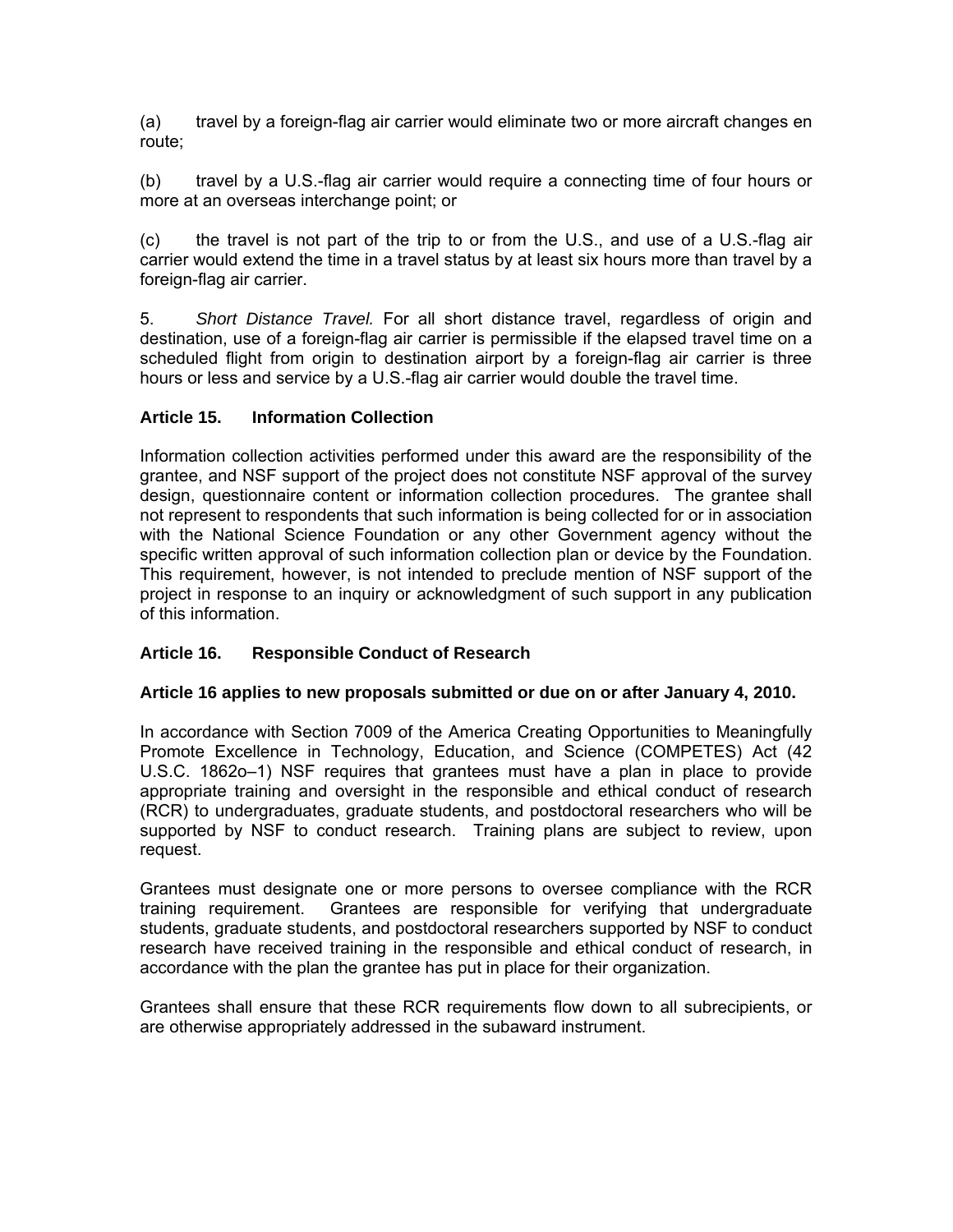(a) travel by a foreign-flag air carrier would eliminate two or more aircraft changes en route;

(b) travel by a U.S.-flag air carrier would require a connecting time of four hours or more at an overseas interchange point; or

(c) the travel is not part of the trip to or from the U.S., and use of a U.S.-flag air carrier would extend the time in a travel status by at least six hours more than travel by a foreign-flag air carrier.

5. *Short Distance Travel.* For all short distance travel, regardless of origin and destination, use of a foreign-flag air carrier is permissible if the elapsed travel time on a scheduled flight from origin to destination airport by a foreign-flag air carrier is three hours or less and service by a U.S.-flag air carrier would double the travel time.

### Article 15. Information Collection

Information collection activities performed under this award are the responsibility of the grantee, and NSF support of the project does not constitute NSF approval of the survey design, questionnaire content or information collection procedures. The grantee shall not represent to respondents that such information is being collected for or in association with the National Science Foundation or any other Government agency without the specific written approval of such information collection plan or device by the Foundation. This requirement, however, is not intended to preclude mention of NSF support of the project in response to an inquiry or acknowledgment of such support in any publication of this information.

### Article 16. Responsible Conduct of Research

**Article 16 applies to new proposals submitted or due on or after January 4, 2010.**

In accordance with Section 7009 of the America Creating Opportunities to Meaningfully Promote Excellence in Technology, Education, and Science (COMPETES) Act (42 U.S.C. 1862o–1) NSF requires that grantees must have a plan in place to provide appropriate training and oversight in the responsible and ethical conduct of research (RCR) to undergraduates, graduate students, and postdoctoral researchers who will be supported by NSF to conduct research. Training plans are subject to review, upon request.

Grantees must designate one or more persons to oversee compliance with the RCR training requirement. Grantees are responsible for verifying that undergraduate students, graduate students, and postdoctoral researchers supported by NSF to conduct research have received training in the responsible and ethical conduct of research, in accordance with the plan the grantee has put in place for their organization.

Grantees shall ensure that these RCR requirements flow down to all subrecipients, or are otherwise appropriately addressed in the subaward instrument.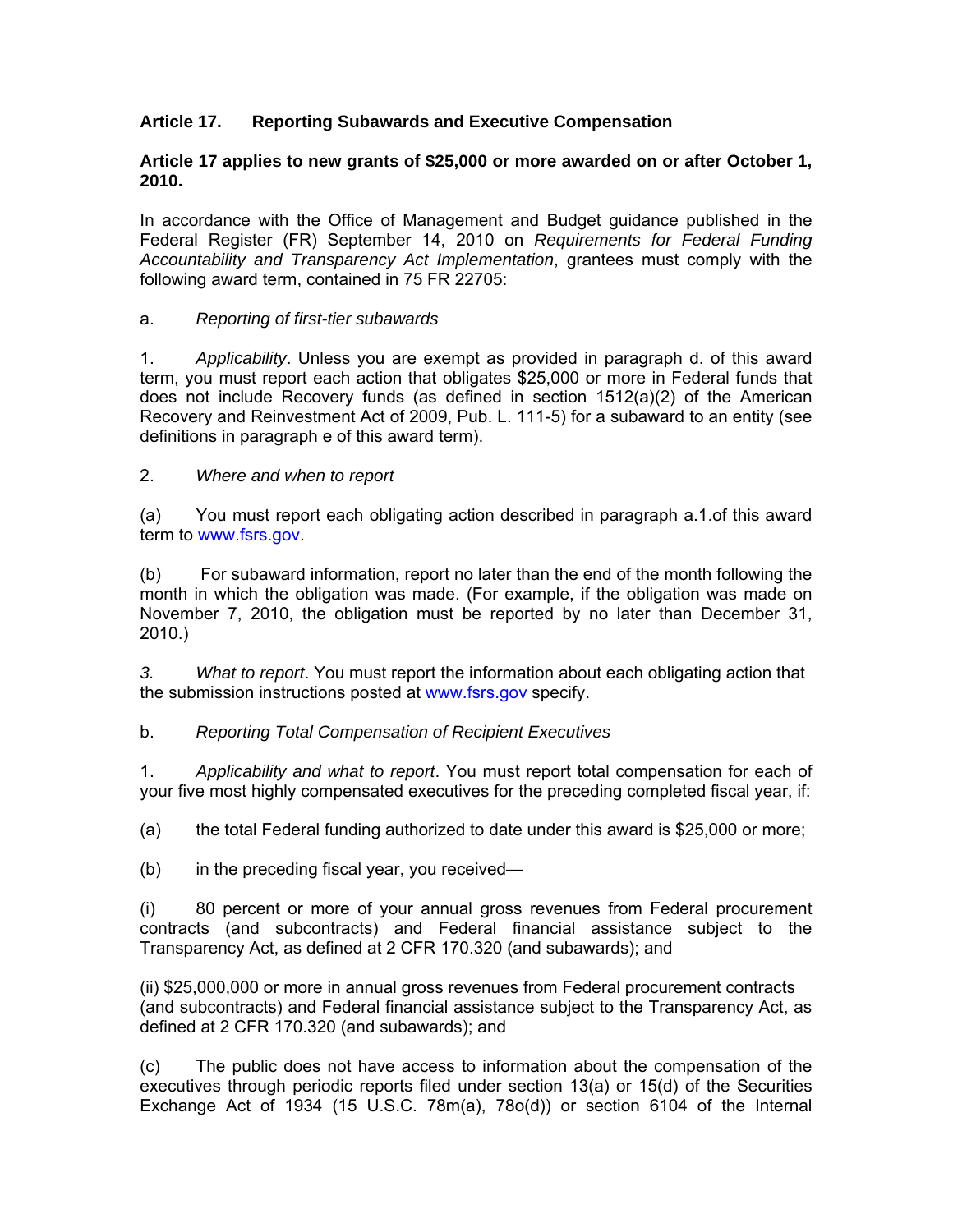## Article 17. Reporting Subawards and Executive Compensation

**Article 17 applies to new grants of $25,000 or more awarded on or after October 1, 2010.**

In accordance with the Office of Management and Budget guidance published in the Federal Register (FR) September 14, 2010 on *Requirements for Federal Funding Accountability and Transparency Act Implementation*, grantees must comply with the following award term, contained in 75 FR 22705:

a. *Reporting of first-tier subawards*

1. *Applicability*. Unless you are exempt as provided in paragraph d. of this award term, you must report each action that obligates $25,000 or more in Federal funds that does not include Recovery funds (as defined in section 1512(a)(2) of the American Recovery and Reinvestment Act of 2009, Pub. L. 111-5) for a subaward to an entity (see definitions in paragraph e of this award term).

2. *Where and when to report*

(a) You must report each obligating action described in paragraph a.1.of this award term to www.fsrs.gov.

(b) For subaward information, report no later than the end of the month following the month in which the obligation was made. (For example, if the obligation was made on November 7, 2010, the obligation must be reported by no later than December 31, 2010.)

*3. What to report*. You must report the information about each obligating action that the submission instructions posted at www.fsrs.gov specify.

b. *Reporting Total Compensation of Recipient Executives*

1. *Applicability and what to report*. You must report total compensation for each of your five most highly compensated executives for the preceding completed fiscal year, if:

(a) the total Federal funding authorized to date under this award is $25,000 or more;

(b) in the preceding fiscal year, you received—

(i) 80 percent or more of your annual gross revenues from Federal procurement contracts (and subcontracts) and Federal financial assistance subject to the Transparency Act, as defined at 2 CFR 170.320 (and subawards); and

(ii) $25,000,000 or more in annual gross revenues from Federal procurement contracts (and subcontracts) and Federal financial assistance subject to the Transparency Act, as defined at 2 CFR 170.320 (and subawards); and

(c) The public does not have access to information about the compensation of the executives through periodic reports filed under section 13(a) or 15(d) of the Securities Exchange Act of 1934 (15 U.S.C. 78m(a), 78o(d)) or section 6104 of the Internal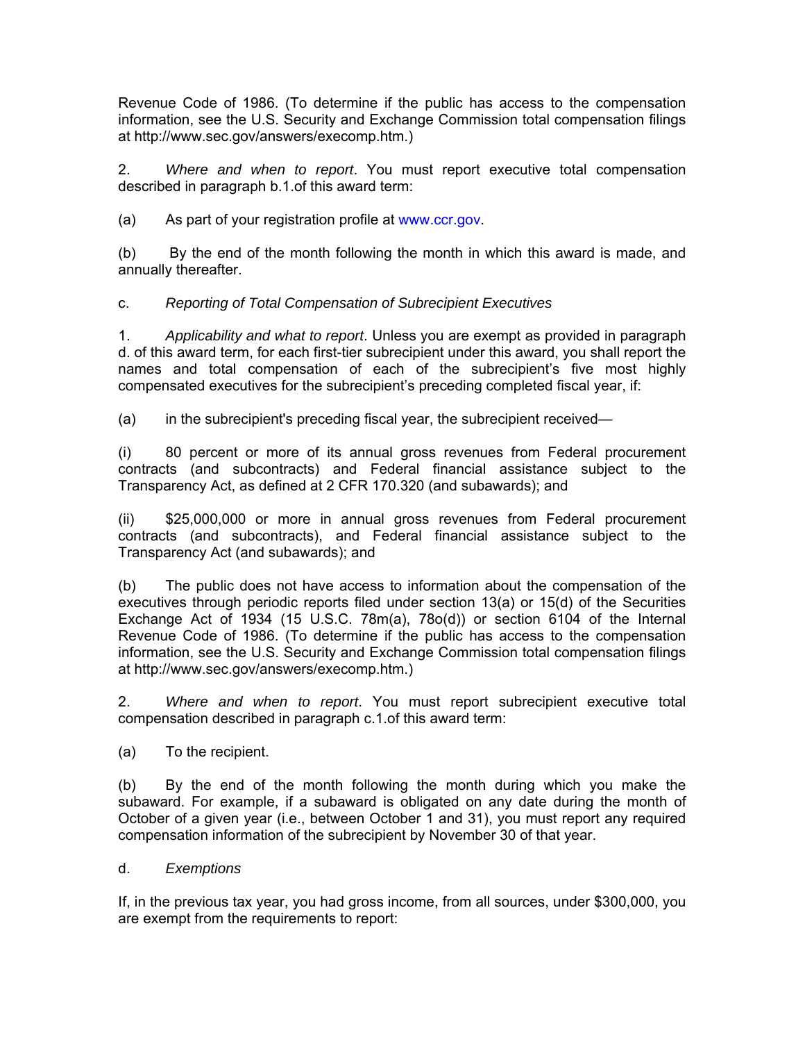Revenue Code of 1986. (To determine if the public has access to the compensation information, see the U.S. Security and Exchange Commission total compensation filings at http://www.sec.gov/answers/execomp.htm.)

2. *Where and when to report*. You must report executive total compensation described in paragraph b.1.of this award term:

(a) As part of your registration profile at www.ccr.gov.

(b) By the end of the month following the month in which this award is made, and annually thereafter.

c. *Reporting of Total Compensation of Subrecipient Executives*

1. *Applicability and what to report*. Unless you are exempt as provided in paragraph d. of this award term, for each first-tier subrecipient under this award, you shall report the names and total compensation of each of the subrecipient's five most highly compensated executives for the subrecipient's preceding completed fiscal year, if:

(a) in the subrecipient's preceding fiscal year, the subrecipient received—

(i) 80 percent or more of its annual gross revenues from Federal procurement contracts (and subcontracts) and Federal financial assistance subject to the Transparency Act, as defined at 2 CFR 170.320 (and subawards); and

(ii) $25,000,000 or more in annual gross revenues from Federal procurement contracts (and subcontracts), and Federal financial assistance subject to the Transparency Act (and subawards); and

(b) The public does not have access to information about the compensation of the executives through periodic reports filed under section 13(a) or 15(d) of the Securities Exchange Act of 1934 (15 U.S.C. 78m(a), 78o(d)) or section 6104 of the Internal Revenue Code of 1986. (To determine if the public has access to the compensation information, see the U.S. Security and Exchange Commission total compensation filings at http://www.sec.gov/answers/execomp.htm.)

2. *Where and when to report*. You must report subrecipient executive total compensation described in paragraph c.1.of this award term:

(a) To the recipient.

(b) By the end of the month following the month during which you make the subaward. For example, if a subaward is obligated on any date during the month of October of a given year (i.e., between October 1 and 31), you must report any required compensation information of the subrecipient by November 30 of that year.

d. *Exemptions*

If, in the previous tax year, you had gross income, from all sources, under $300,000, you are exempt from the requirements to report: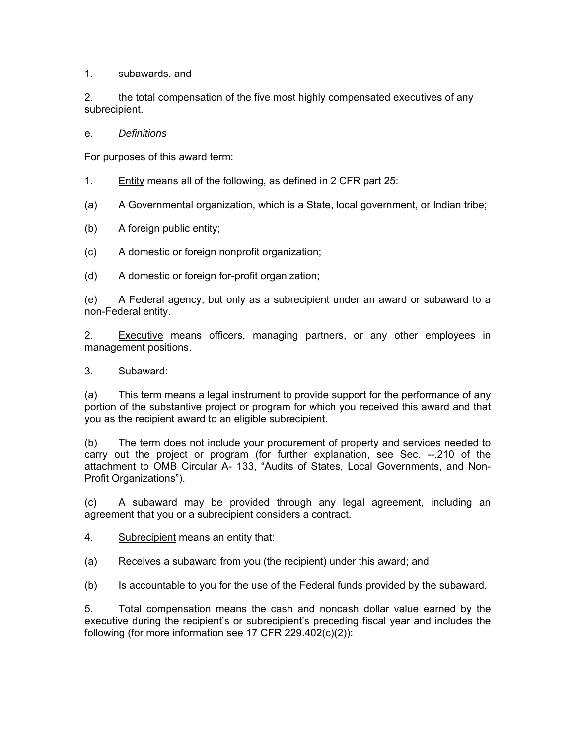1. subawards, and

2. the total compensation of the five most highly compensated executives of any subrecipient.

e. *Definitions*

For purposes of this award term:

1. Entity means all of the following, as defined in 2 CFR part 25:

(a) A Governmental organization, which is a State, local government, or Indian tribe;

(b) A foreign public entity;

(c) A domestic or foreign nonprofit organization;

(d) A domestic or foreign for-profit organization;

(e) A Federal agency, but only as a subrecipient under an award or subaward to a non-Federal entity.

2. Executive means officers, managing partners, or any other employees in management positions.

3. Subaward:

(a) This term means a legal instrument to provide support for the performance of any portion of the substantive project or program for which you received this award and that you as the recipient award to an eligible subrecipient.

(b) The term does not include your procurement of property and services needed to carry out the project or program (for further explanation, see Sec. --.210 of the attachment to OMB Circular A- 133, "Audits of States, Local Governments, and Non-Profit Organizations").

(c) A subaward may be provided through any legal agreement, including an agreement that you or a subrecipient considers a contract.

4. Subrecipient means an entity that:

(a) Receives a subaward from you (the recipient) under this award; and

(b) Is accountable to you for the use of the Federal funds provided by the subaward.

5. Total compensation means the cash and noncash dollar value earned by the executive during the recipient's or subrecipient's preceding fiscal year and includes the following (for more information see 17 CFR 229.402(c)(2)):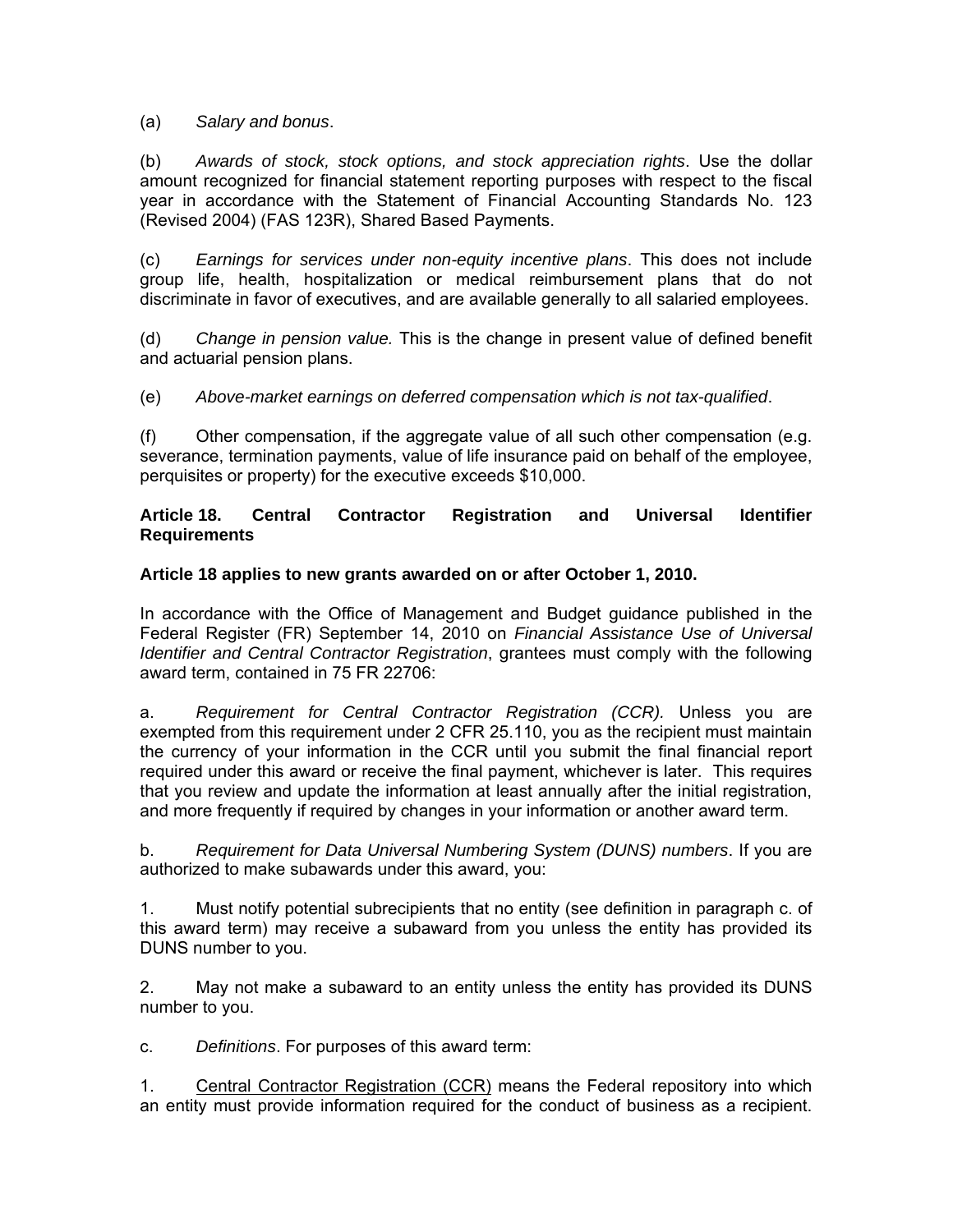(a) *Salary and bonus*.

(b) *Awards of stock, stock options, and stock appreciation rights*. Use the dollar amount recognized for financial statement reporting purposes with respect to the fiscal year in accordance with the Statement of Financial Accounting Standards No. 123 (Revised 2004) (FAS 123R), Shared Based Payments.

(c) *Earnings for services under non-equity incentive plans*. This does not include group life, health, hospitalization or medical reimbursement plans that do not discriminate in favor of executives, and are available generally to all salaried employees.

(d) *Change in pension value.* This is the change in present value of defined benefit and actuarial pension plans.

(e) *Above-market earnings on deferred compensation which is not tax-qualified*.

(f) Other compensation, if the aggregate value of all such other compensation (e.g. severance, termination payments, value of life insurance paid on behalf of the employee, perquisites or property) for the executive exceeds $10,000.

**Article 18. Central Contractor Registration and Universal Identifier Requirements**

**Article 18 applies to new grants awarded on or after October 1, 2010.**

In accordance with the Office of Management and Budget guidance published in the Federal Register (FR) September 14, 2010 on *Financial Assistance Use of Universal Identifier and Central Contractor Registration*, grantees must comply with the following award term, contained in 75 FR 22706:

a. *Requirement for Central Contractor Registration (CCR).* Unless you are exempted from this requirement under 2 CFR 25.110, you as the recipient must maintain the currency of your information in the CCR until you submit the final financial report required under this award or receive the final payment, whichever is later. This requires that you review and update the information at least annually after the initial registration, and more frequently if required by changes in your information or another award term.

b. *Requirement for Data Universal Numbering System (DUNS) numbers*. If you are authorized to make subawards under this award, you:

1. Must notify potential subrecipients that no entity (see definition in paragraph c. of this award term) may receive a subaward from you unless the entity has provided its DUNS number to you.

2. May not make a subaward to an entity unless the entity has provided its DUNS number to you.

c. *Definitions*. For purposes of this award term:

1. <u>Central Contractor Registration (CCR)</u> means the Federal repository into which an entity must provide information required for the conduct of business as a recipient.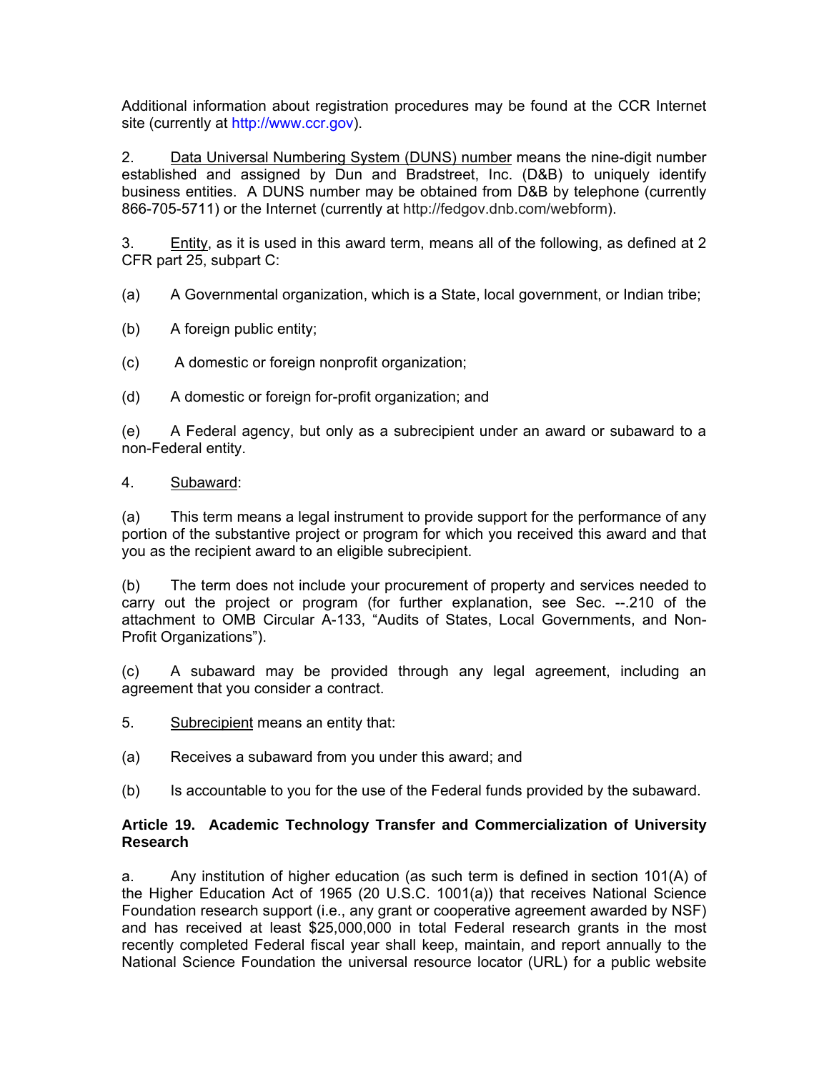Additional information about registration procedures may be found at the CCR Internet site (currently at http://www.ccr.gov).

2. Data Universal Numbering System (DUNS) number means the nine-digit number established and assigned by Dun and Bradstreet, Inc. (D&B) to uniquely identify business entities. A DUNS number may be obtained from D&B by telephone (currently 866-705-5711) or the Internet (currently at http://fedgov.dnb.com/webform).

3. Entity, as it is used in this award term, means all of the following, as defined at 2 CFR part 25, subpart C:

(a) A Governmental organization, which is a State, local government, or Indian tribe;

(b) A foreign public entity;

(c) A domestic or foreign nonprofit organization;

(d) A domestic or foreign for-profit organization; and

(e) A Federal agency, but only as a subrecipient under an award or subaward to a non-Federal entity.

4. Subaward:

(a) This term means a legal instrument to provide support for the performance of any portion of the substantive project or program for which you received this award and that you as the recipient award to an eligible subrecipient.

(b) The term does not include your procurement of property and services needed to carry out the project or program (for further explanation, see Sec. --.210 of the attachment to OMB Circular A-133, "Audits of States, Local Governments, and Non-Profit Organizations").

(c) A subaward may be provided through any legal agreement, including an agreement that you consider a contract.

5. Subrecipient means an entity that:

(a) Receives a subaward from you under this award; and

(b) Is accountable to you for the use of the Federal funds provided by the subaward.

**Article 19. Academic Technology Transfer and Commercialization of University Research**

a. Any institution of higher education (as such term is defined in section 101(A) of the Higher Education Act of 1965 (20 U.S.C. 1001(a)) that receives National Science Foundation research support (i.e., any grant or cooperative agreement awarded by NSF) and has received at least $25,000,000 in total Federal research grants in the most recently completed Federal fiscal year shall keep, maintain, and report annually to the National Science Foundation the universal resource locator (URL) for a public website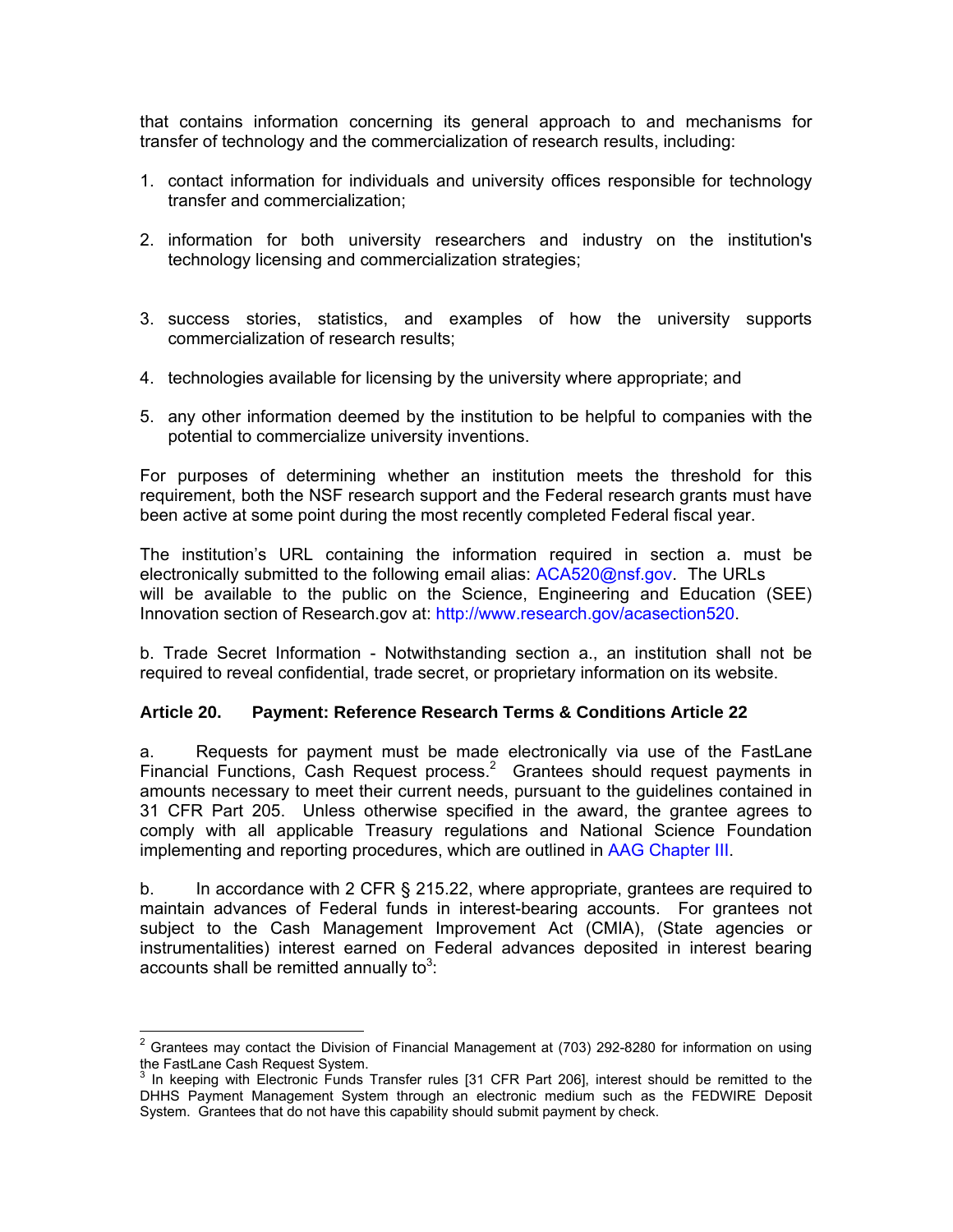that contains information concerning its general approach to and mechanisms for transfer of technology and the commercialization of research results, including:

1. contact information for individuals and university offices responsible for technology transfer and commercialization;

2. information for both university researchers and industry on the institution's technology licensing and commercialization strategies;

3. success stories, statistics, and examples of how the university supports commercialization of research results;

4. technologies available for licensing by the university where appropriate; and

5. any other information deemed by the institution to be helpful to companies with the potential to commercialize university inventions.

For purposes of determining whether an institution meets the threshold for this requirement, both the NSF research support and the Federal research grants must have been active at some point during the most recently completed Federal fiscal year.

The institution's URL containing the information required in section a. must be electronically submitted to the following email alias: ACA520@nsf.gov. The URLs will be available to the public on the Science, Engineering and Education (SEE) Innovation section of Research.gov at: http://www.research.gov/acasection520.

b. Trade Secret Information - Notwithstanding section a., an institution shall not be required to reveal confidential, trade secret, or proprietary information on its website.

**Article 20. Payment: Reference Research Terms & Conditions Article 22**

a. Requests for payment must be made electronically via use of the FastLane Financial Functions, Cash Request process.[2] Grantees should request payments in amounts necessary to meet their current needs, pursuant to the guidelines contained in 31 CFR Part 205. Unless otherwise specified in the award, the grantee agrees to comply with all applicable Treasury regulations and National Science Foundation implementing and reporting procedures, which are outlined in AAG Chapter III.

b. In accordance with 2 CFR § 215.22, where appropriate, grantees are required to maintain advances of Federal funds in interest-bearing accounts. For grantees not subject to the Cash Management Improvement Act (CMIA), (State agencies or instrumentalities) interest earned on Federal advances deposited in interest bearing accounts shall be remitted annually to[3]:

---

[2] Grantees may contact the Division of Financial Management at (703) 292-8280 for information on using the FastLane Cash Request System.

[3] In keeping with Electronic Funds Transfer rules [31 CFR Part 206], interest should be remitted to the DHHS Payment Management System through an electronic medium such as the FEDWIRE Deposit System. Grantees that do not have this capability should submit payment by check.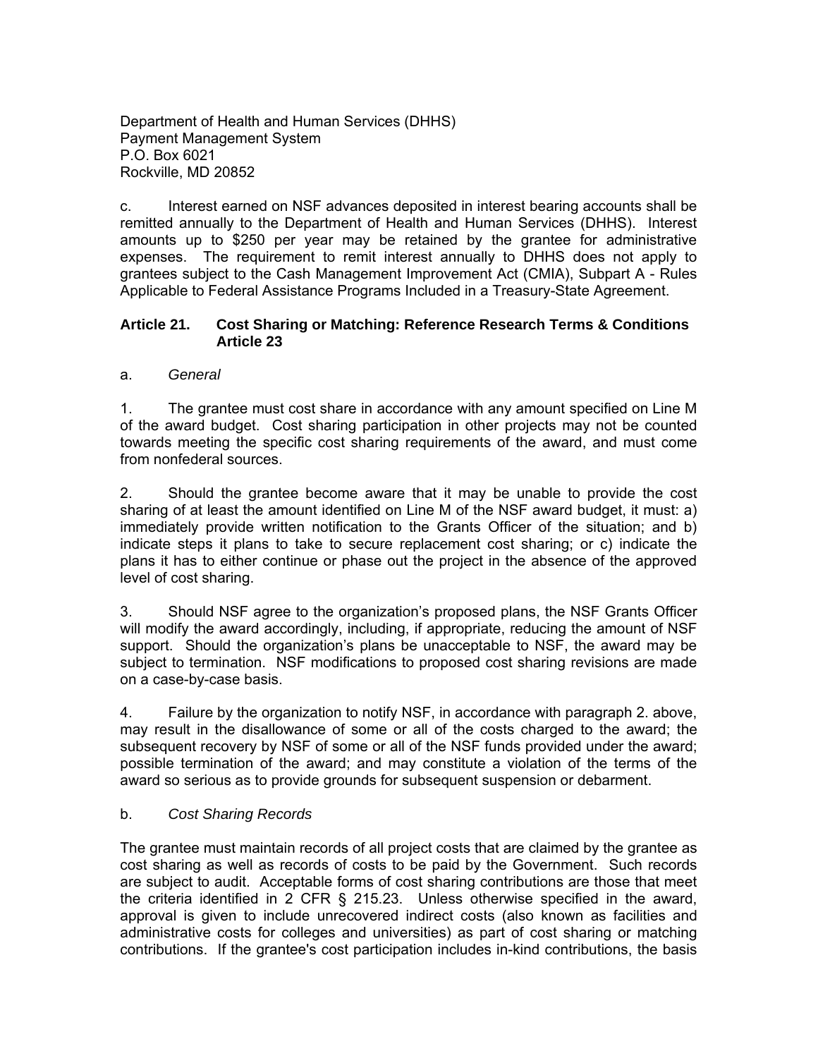Department of Health and Human Services (DHHS)
Payment Management System
P.O. Box 6021
Rockville, MD 20852

c. Interest earned on NSF advances deposited in interest bearing accounts shall be remitted annually to the Department of Health and Human Services (DHHS). Interest amounts up to $250 per year may be retained by the grantee for administrative expenses. The requirement to remit interest annually to DHHS does not apply to grantees subject to the Cash Management Improvement Act (CMIA), Subpart A - Rules Applicable to Federal Assistance Programs Included in a Treasury-State Agreement.

**Article 21. Cost Sharing or Matching: Reference Research Terms & Conditions Article 23**

a. *General*

1. The grantee must cost share in accordance with any amount specified on Line M of the award budget. Cost sharing participation in other projects may not be counted towards meeting the specific cost sharing requirements of the award, and must come from nonfederal sources.

2. Should the grantee become aware that it may be unable to provide the cost sharing of at least the amount identified on Line M of the NSF award budget, it must: a) immediately provide written notification to the Grants Officer of the situation; and b) indicate steps it plans to take to secure replacement cost sharing; or c) indicate the plans it has to either continue or phase out the project in the absence of the approved level of cost sharing.

3. Should NSF agree to the organization's proposed plans, the NSF Grants Officer will modify the award accordingly, including, if appropriate, reducing the amount of NSF support. Should the organization's plans be unacceptable to NSF, the award may be subject to termination. NSF modifications to proposed cost sharing revisions are made on a case-by-case basis.

4. Failure by the organization to notify NSF, in accordance with paragraph 2. above, may result in the disallowance of some or all of the costs charged to the award; the subsequent recovery by NSF of some or all of the NSF funds provided under the award; possible termination of the award; and may constitute a violation of the terms of the award so serious as to provide grounds for subsequent suspension or debarment.

b. *Cost Sharing Records*

The grantee must maintain records of all project costs that are claimed by the grantee as cost sharing as well as records of costs to be paid by the Government. Such records are subject to audit. Acceptable forms of cost sharing contributions are those that meet the criteria identified in 2 CFR § 215.23. Unless otherwise specified in the award, approval is given to include unrecovered indirect costs (also known as facilities and administrative costs for colleges and universities) as part of cost sharing or matching contributions. If the grantee's cost participation includes in-kind contributions, the basis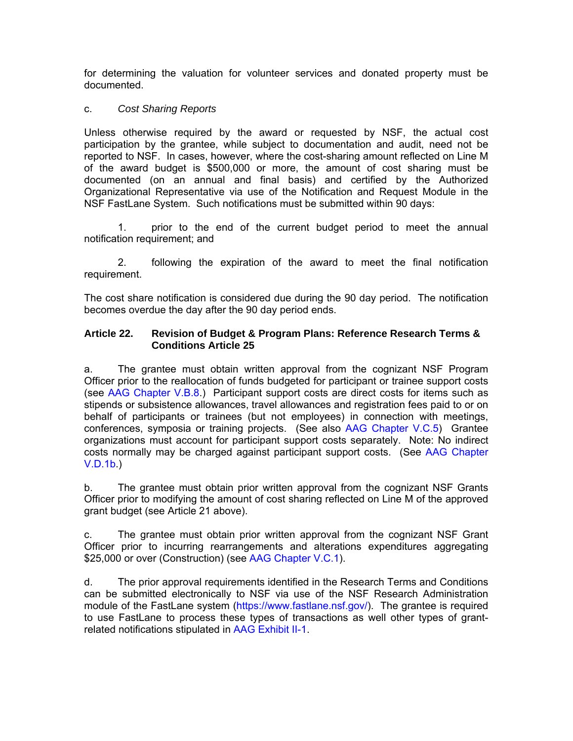for determining the valuation for volunteer services and donated property must be documented.

c. *Cost Sharing Reports*

Unless otherwise required by the award or requested by NSF, the actual cost participation by the grantee, while subject to documentation and audit, need not be reported to NSF. In cases, however, where the cost-sharing amount reflected on Line M of the award budget is $500,000 or more, the amount of cost sharing must be documented (on an annual and final basis) and certified by the Authorized Organizational Representative via use of the Notification and Request Module in the NSF FastLane System. Such notifications must be submitted within 90 days:

1. prior to the end of the current budget period to meet the annual notification requirement; and

2. following the expiration of the award to meet the final notification requirement.

The cost share notification is considered due during the 90 day period. The notification becomes overdue the day after the 90 day period ends.

**Article 22. Revision of Budget & Program Plans: Reference Research Terms & Conditions Article 25**

a. The grantee must obtain written approval from the cognizant NSF Program Officer prior to the reallocation of funds budgeted for participant or trainee support costs (see AAG Chapter V.B.8.) Participant support costs are direct costs for items such as stipends or subsistence allowances, travel allowances and registration fees paid to or on behalf of participants or trainees (but not employees) in connection with meetings, conferences, symposia or training projects. (See also AAG Chapter V.C.5) Grantee organizations must account for participant support costs separately. Note: No indirect costs normally may be charged against participant support costs. (See AAG Chapter V.D.1b.)

b. The grantee must obtain prior written approval from the cognizant NSF Grants Officer prior to modifying the amount of cost sharing reflected on Line M of the approved grant budget (see Article 21 above).

c. The grantee must obtain prior written approval from the cognizant NSF Grant Officer prior to incurring rearrangements and alterations expenditures aggregating $25,000 or over (Construction) (see AAG Chapter V.C.1).

d. The prior approval requirements identified in the Research Terms and Conditions can be submitted electronically to NSF via use of the NSF Research Administration module of the FastLane system (https://www.fastlane.nsf.gov/). The grantee is required to use FastLane to process these types of transactions as well other types of grant-related notifications stipulated in AAG Exhibit II-1.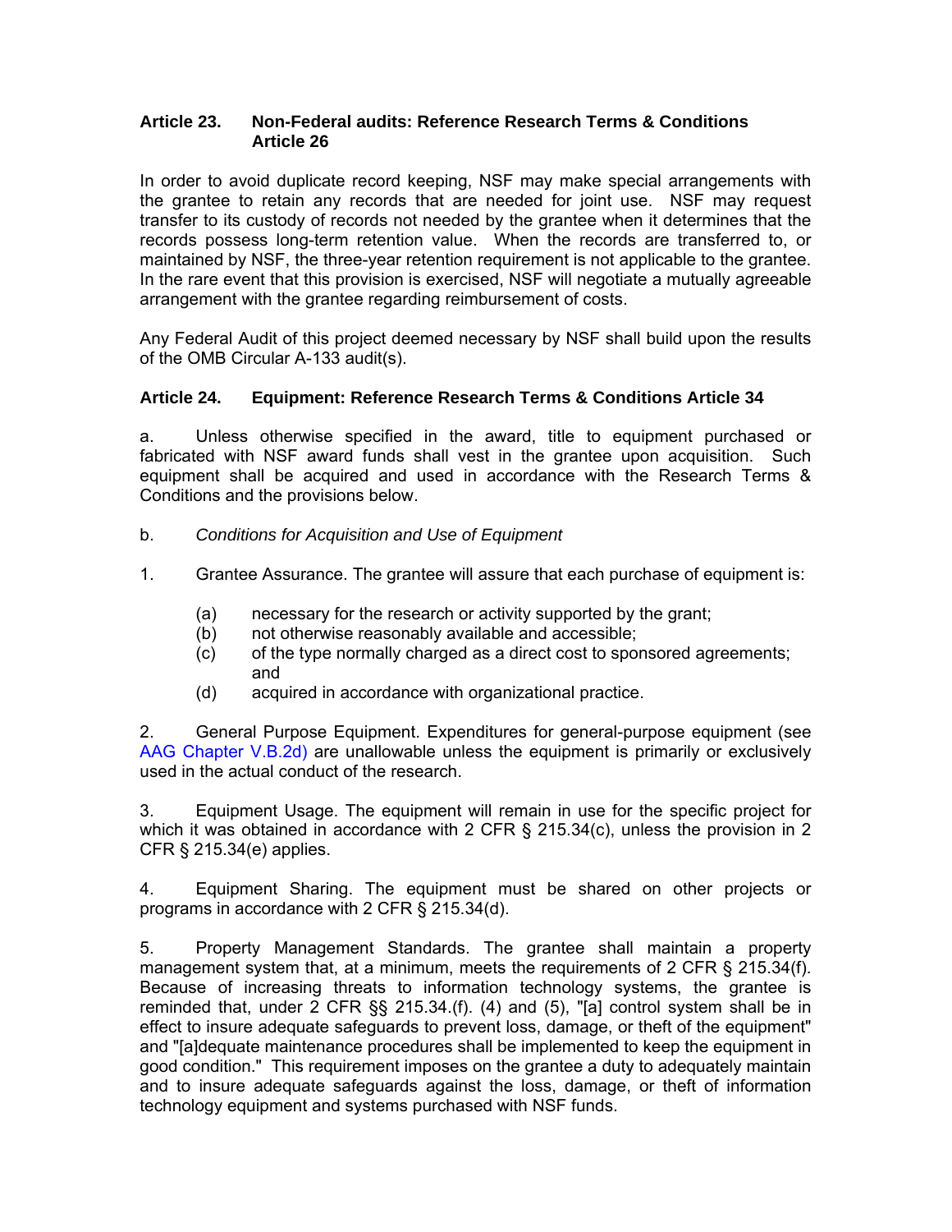### Article 23. Non-Federal audits: Reference Research Terms & Conditions Article 26

In order to avoid duplicate record keeping, NSF may make special arrangements with the grantee to retain any records that are needed for joint use. NSF may request transfer to its custody of records not needed by the grantee when it determines that the records possess long-term retention value. When the records are transferred to, or maintained by NSF, the three-year retention requirement is not applicable to the grantee. In the rare event that this provision is exercised, NSF will negotiate a mutually agreeable arrangement with the grantee regarding reimbursement of costs.

Any Federal Audit of this project deemed necessary by NSF shall build upon the results of the OMB Circular A-133 audit(s).

### Article 24. Equipment: Reference Research Terms & Conditions Article 34

a. Unless otherwise specified in the award, title to equipment purchased or fabricated with NSF award funds shall vest in the grantee upon acquisition. Such equipment shall be acquired and used in accordance with the Research Terms & Conditions and the provisions below.

b. *Conditions for Acquisition and Use of Equipment*

1. Grantee Assurance. The grantee will assure that each purchase of equipment is:

   (a) necessary for the research or activity supported by the grant;
   (b) not otherwise reasonably available and accessible;
   (c) of the type normally charged as a direct cost to sponsored agreements; and
   (d) acquired in accordance with organizational practice.

2. General Purpose Equipment. Expenditures for general-purpose equipment (see AAG Chapter V.B.2d) are unallowable unless the equipment is primarily or exclusively used in the actual conduct of the research.

3. Equipment Usage. The equipment will remain in use for the specific project for which it was obtained in accordance with 2 CFR § 215.34(c), unless the provision in 2 CFR § 215.34(e) applies.

4. Equipment Sharing. The equipment must be shared on other projects or programs in accordance with 2 CFR § 215.34(d).

5. Property Management Standards. The grantee shall maintain a property management system that, at a minimum, meets the requirements of 2 CFR § 215.34(f). Because of increasing threats to information technology systems, the grantee is reminded that, under 2 CFR §§ 215.34.(f). (4) and (5), "[a] control system shall be in effect to insure adequate safeguards to prevent loss, damage, or theft of the equipment" and "[a]dequate maintenance procedures shall be implemented to keep the equipment in good condition." This requirement imposes on the grantee a duty to adequately maintain and to insure adequate safeguards against the loss, damage, or theft of information technology equipment and systems purchased with NSF funds.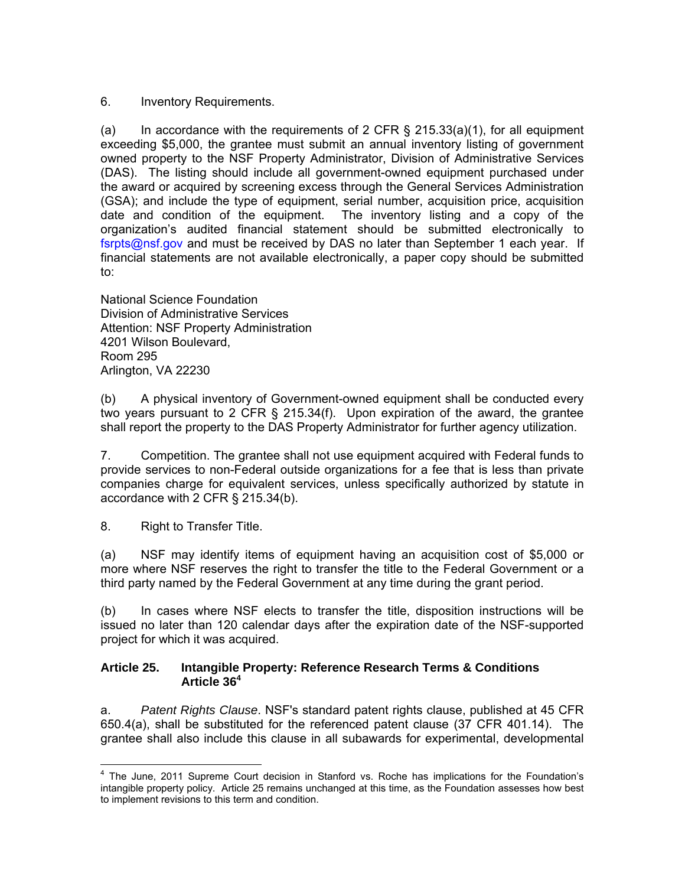6. Inventory Requirements.

(a) In accordance with the requirements of 2 CFR § 215.33(a)(1), for all equipment exceeding $5,000, the grantee must submit an annual inventory listing of government owned property to the NSF Property Administrator, Division of Administrative Services (DAS). The listing should include all government-owned equipment purchased under the award or acquired by screening excess through the General Services Administration (GSA); and include the type of equipment, serial number, acquisition price, acquisition date and condition of the equipment. The inventory listing and a copy of the organization's audited financial statement should be submitted electronically to fsrpts@nsf.gov and must be received by DAS no later than September 1 each year. If financial statements are not available electronically, a paper copy should be submitted to:

National Science Foundation
Division of Administrative Services
Attention: NSF Property Administration
4201 Wilson Boulevard,
Room 295
Arlington, VA 22230

(b) A physical inventory of Government-owned equipment shall be conducted every two years pursuant to 2 CFR § 215.34(f). Upon expiration of the award, the grantee shall report the property to the DAS Property Administrator for further agency utilization.

7. Competition. The grantee shall not use equipment acquired with Federal funds to provide services to non-Federal outside organizations for a fee that is less than private companies charge for equivalent services, unless specifically authorized by statute in accordance with 2 CFR § 215.34(b).

8. Right to Transfer Title.

(a) NSF may identify items of equipment having an acquisition cost of $5,000 or more where NSF reserves the right to transfer the title to the Federal Government or a third party named by the Federal Government at any time during the grant period.

(b) In cases where NSF elects to transfer the title, disposition instructions will be issued no later than 120 calendar days after the expiration date of the NSF-supported project for which it was acquired.

### Article 25. Intangible Property: Reference Research Terms & Conditions Article 36[4]

a. *Patent Rights Clause*. NSF's standard patent rights clause, published at 45 CFR 650.4(a), shall be substituted for the referenced patent clause (37 CFR 401.14). The grantee shall also include this clause in all subawards for experimental, developmental

[4] The June, 2011 Supreme Court decision in Stanford vs. Roche has implications for the Foundation's intangible property policy. Article 25 remains unchanged at this time, as the Foundation assesses how best to implement revisions to this term and condition.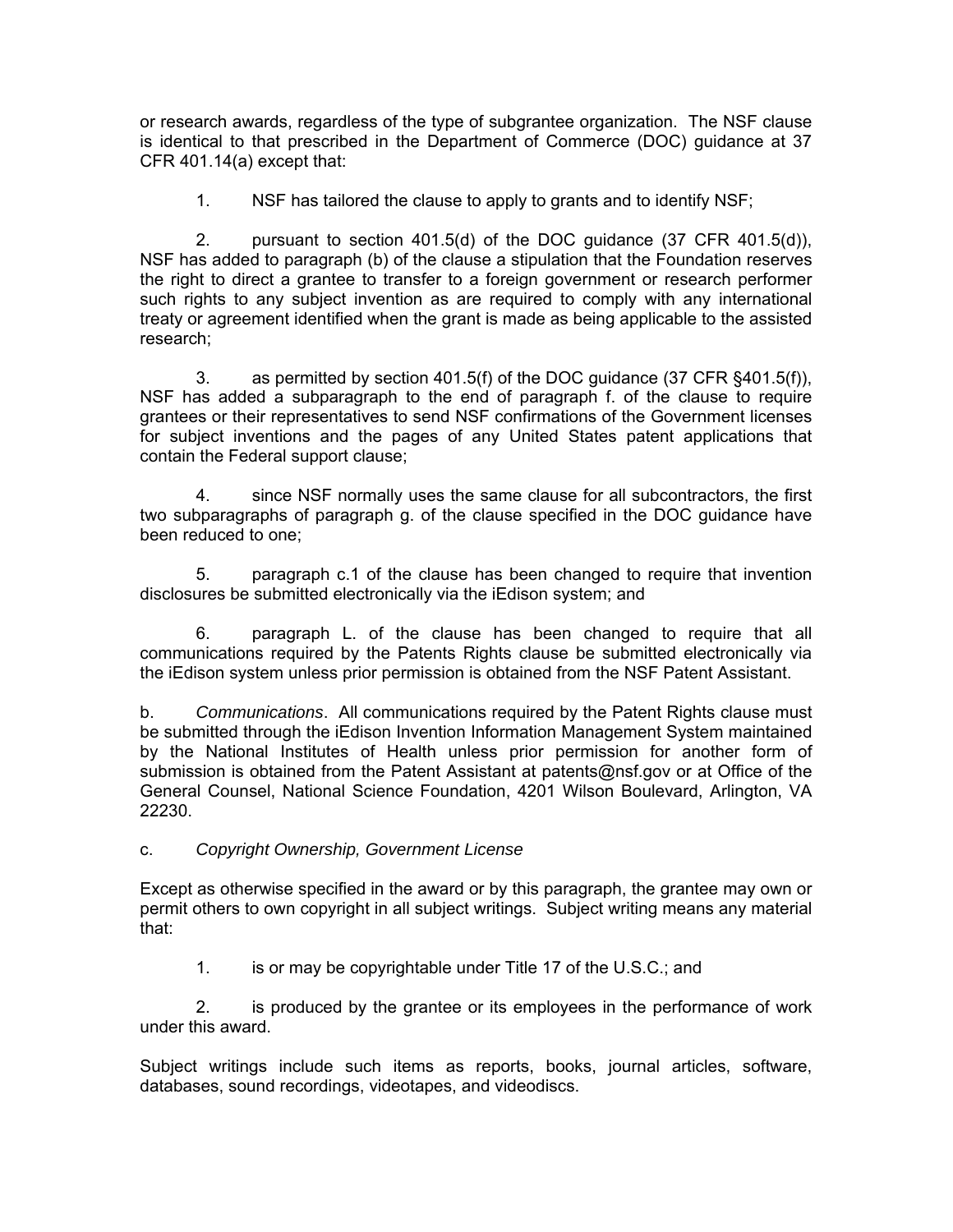or research awards, regardless of the type of subgrantee organization. The NSF clause is identical to that prescribed in the Department of Commerce (DOC) guidance at 37 CFR 401.14(a) except that:

1. NSF has tailored the clause to apply to grants and to identify NSF;

2. pursuant to section 401.5(d) of the DOC guidance (37 CFR 401.5(d)), NSF has added to paragraph (b) of the clause a stipulation that the Foundation reserves the right to direct a grantee to transfer to a foreign government or research performer such rights to any subject invention as are required to comply with any international treaty or agreement identified when the grant is made as being applicable to the assisted research;

3. as permitted by section 401.5(f) of the DOC guidance (37 CFR §401.5(f)), NSF has added a subparagraph to the end of paragraph f. of the clause to require grantees or their representatives to send NSF confirmations of the Government licenses for subject inventions and the pages of any United States patent applications that contain the Federal support clause;

4. since NSF normally uses the same clause for all subcontractors, the first two subparagraphs of paragraph g. of the clause specified in the DOC guidance have been reduced to one;

5. paragraph c.1 of the clause has been changed to require that invention disclosures be submitted electronically via the iEdison system; and

6. paragraph L. of the clause has been changed to require that all communications required by the Patents Rights clause be submitted electronically via the iEdison system unless prior permission is obtained from the NSF Patent Assistant.

b. *Communications*. All communications required by the Patent Rights clause must be submitted through the iEdison Invention Information Management System maintained by the National Institutes of Health unless prior permission for another form of submission is obtained from the Patent Assistant at patents@nsf.gov or at Office of the General Counsel, National Science Foundation, 4201 Wilson Boulevard, Arlington, VA 22230.

c. *Copyright Ownership, Government License*

Except as otherwise specified in the award or by this paragraph, the grantee may own or permit others to own copyright in all subject writings. Subject writing means any material that:

1. is or may be copyrightable under Title 17 of the U.S.C.; and

2. is produced by the grantee or its employees in the performance of work under this award.

Subject writings include such items as reports, books, journal articles, software, databases, sound recordings, videotapes, and videodiscs.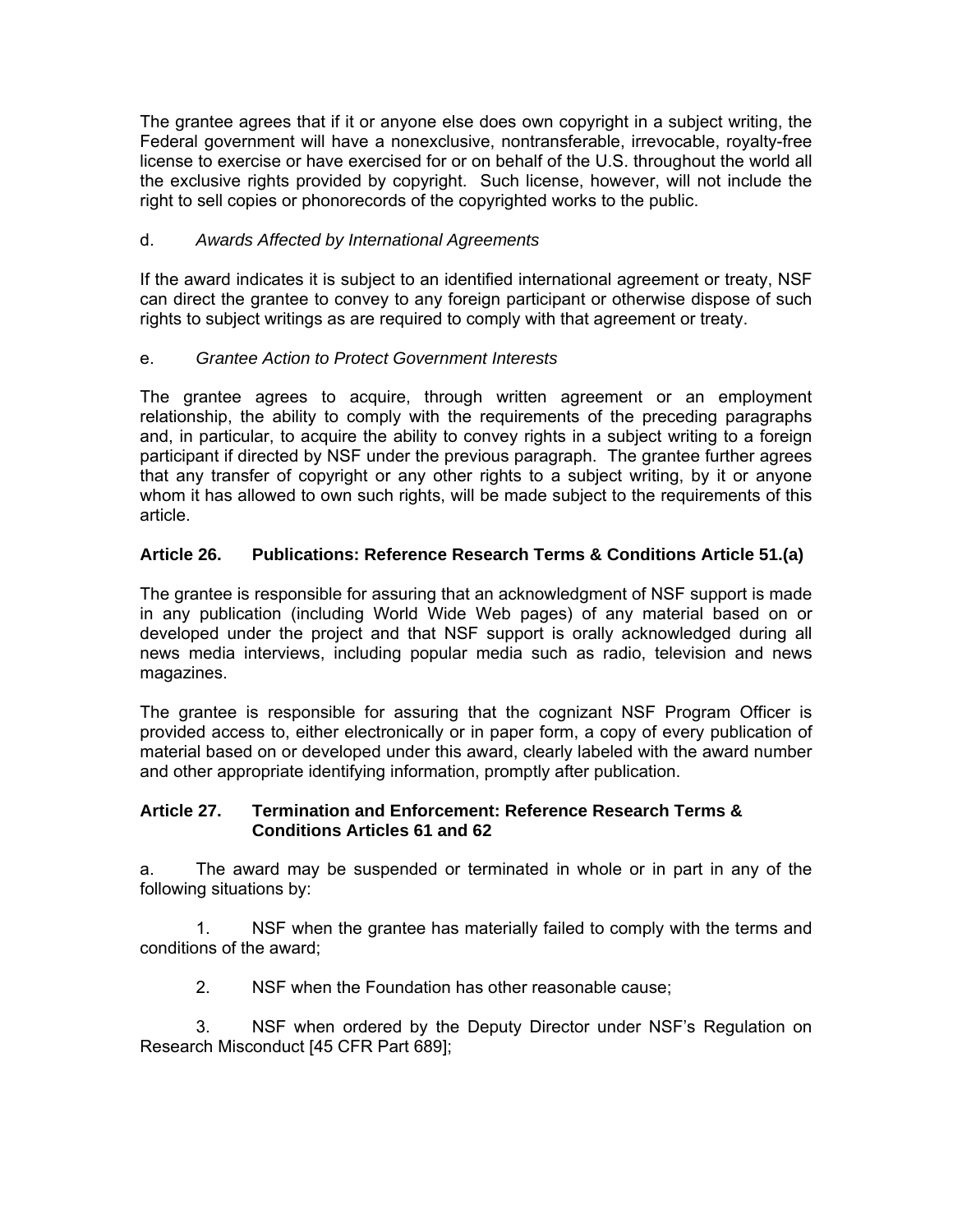The grantee agrees that if it or anyone else does own copyright in a subject writing, the Federal government will have a nonexclusive, nontransferable, irrevocable, royalty-free license to exercise or have exercised for or on behalf of the U.S. throughout the world all the exclusive rights provided by copyright. Such license, however, will not include the right to sell copies or phonorecords of the copyrighted works to the public.

d. *Awards Affected by International Agreements*

If the award indicates it is subject to an identified international agreement or treaty, NSF can direct the grantee to convey to any foreign participant or otherwise dispose of such rights to subject writings as are required to comply with that agreement or treaty.

e. *Grantee Action to Protect Government Interests*

The grantee agrees to acquire, through written agreement or an employment relationship, the ability to comply with the requirements of the preceding paragraphs and, in particular, to acquire the ability to convey rights in a subject writing to a foreign participant if directed by NSF under the previous paragraph. The grantee further agrees that any transfer of copyright or any other rights to a subject writing, by it or anyone whom it has allowed to own such rights, will be made subject to the requirements of this article.

### Article 26. Publications: Reference Research Terms & Conditions Article 51.(a)

The grantee is responsible for assuring that an acknowledgment of NSF support is made in any publication (including World Wide Web pages) of any material based on or developed under the project and that NSF support is orally acknowledged during all news media interviews, including popular media such as radio, television and news magazines.

The grantee is responsible for assuring that the cognizant NSF Program Officer is provided access to, either electronically or in paper form, a copy of every publication of material based on or developed under this award, clearly labeled with the award number and other appropriate identifying information, promptly after publication.

### Article 27. Termination and Enforcement: Reference Research Terms & Conditions Articles 61 and 62

a. The award may be suspended or terminated in whole or in part in any of the following situations by:

1. NSF when the grantee has materially failed to comply with the terms and conditions of the award;

2. NSF when the Foundation has other reasonable cause;

3. NSF when ordered by the Deputy Director under NSF's Regulation on Research Misconduct [45 CFR Part 689];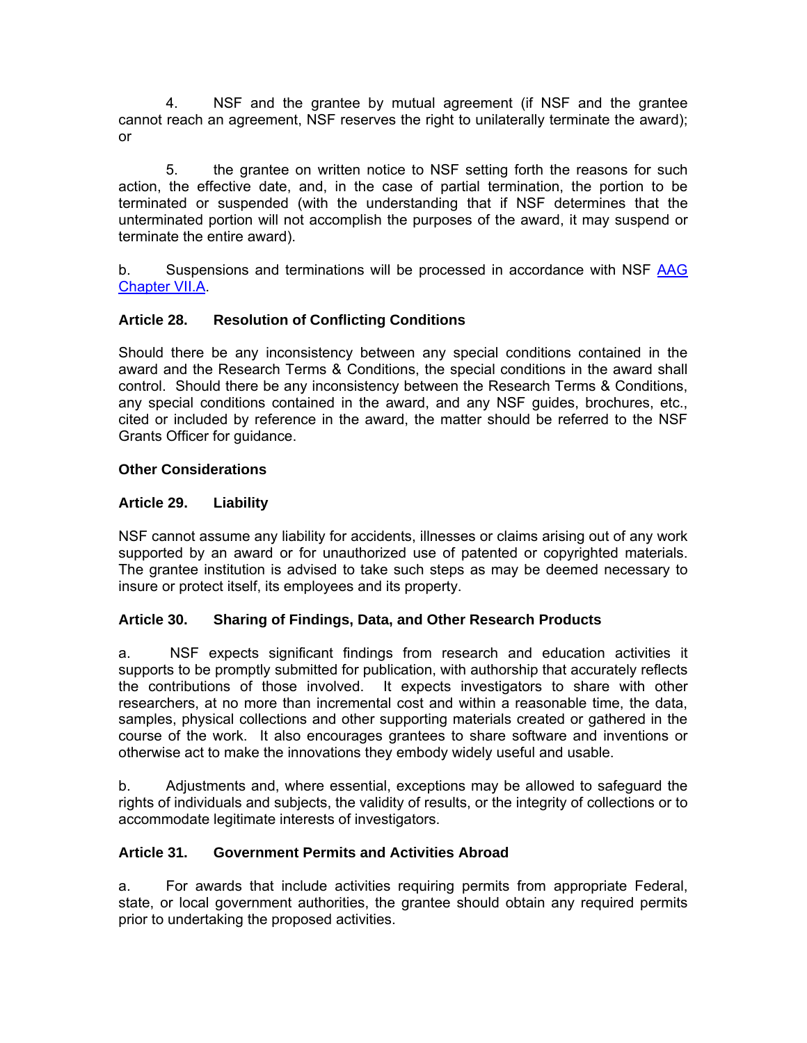4. NSF and the grantee by mutual agreement (if NSF and the grantee cannot reach an agreement, NSF reserves the right to unilaterally terminate the award); or

5. the grantee on written notice to NSF setting forth the reasons for such action, the effective date, and, in the case of partial termination, the portion to be terminated or suspended (with the understanding that if NSF determines that the unterminated portion will not accomplish the purposes of the award, it may suspend or terminate the entire award).

b. Suspensions and terminations will be processed in accordance with NSF AAG Chapter VII.A.

**Article 28. Resolution of Conflicting Conditions**

Should there be any inconsistency between any special conditions contained in the award and the Research Terms & Conditions, the special conditions in the award shall control. Should there be any inconsistency between the Research Terms & Conditions, any special conditions contained in the award, and any NSF guides, brochures, etc., cited or included by reference in the award, the matter should be referred to the NSF Grants Officer for guidance.

**Other Considerations**

**Article 29. Liability**

NSF cannot assume any liability for accidents, illnesses or claims arising out of any work supported by an award or for unauthorized use of patented or copyrighted materials. The grantee institution is advised to take such steps as may be deemed necessary to insure or protect itself, its employees and its property.

**Article 30. Sharing of Findings, Data, and Other Research Products**

a. NSF expects significant findings from research and education activities it supports to be promptly submitted for publication, with authorship that accurately reflects the contributions of those involved. It expects investigators to share with other researchers, at no more than incremental cost and within a reasonable time, the data, samples, physical collections and other supporting materials created or gathered in the course of the work. It also encourages grantees to share software and inventions or otherwise act to make the innovations they embody widely useful and usable.

b. Adjustments and, where essential, exceptions may be allowed to safeguard the rights of individuals and subjects, the validity of results, or the integrity of collections or to accommodate legitimate interests of investigators.

**Article 31. Government Permits and Activities Abroad**

a. For awards that include activities requiring permits from appropriate Federal, state, or local government authorities, the grantee should obtain any required permits prior to undertaking the proposed activities.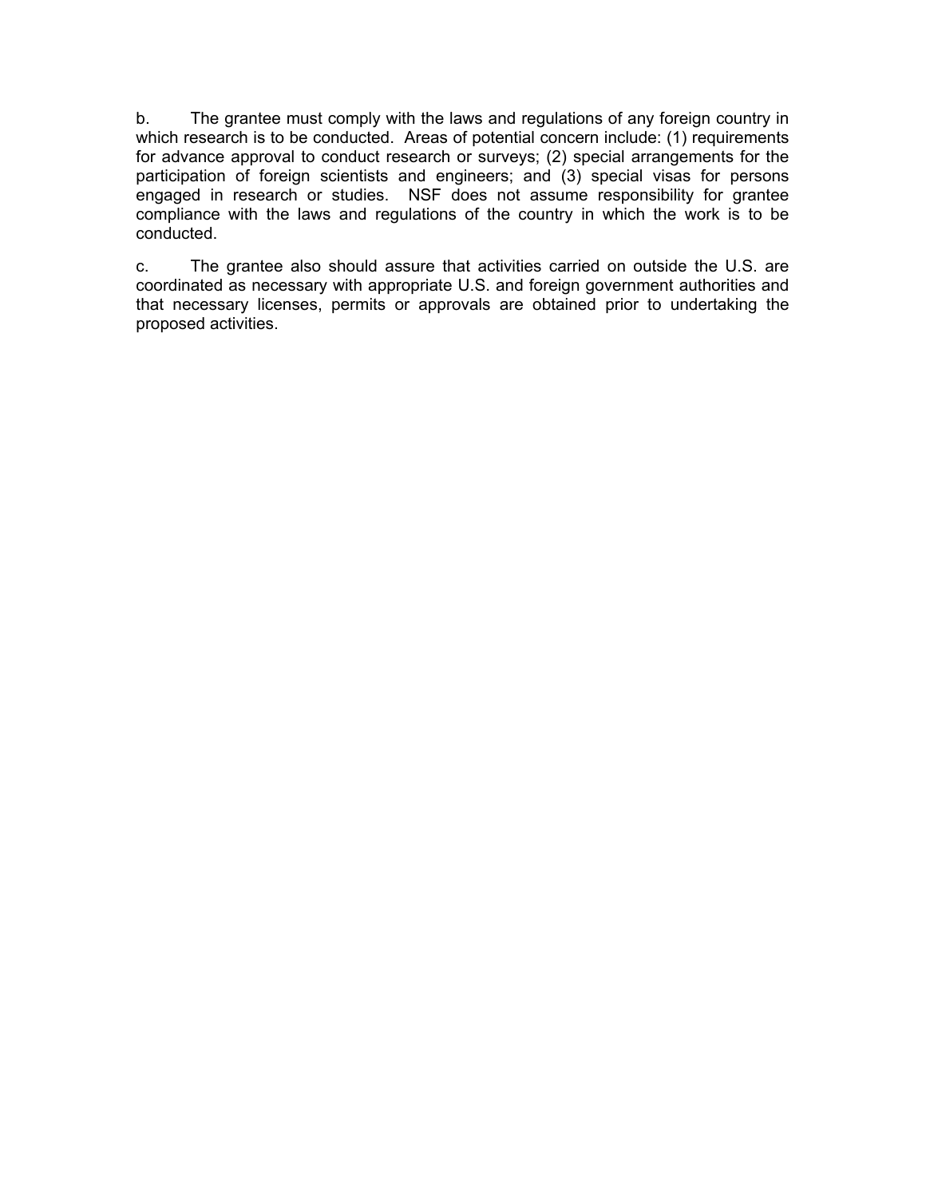b. The grantee must comply with the laws and regulations of any foreign country in which research is to be conducted. Areas of potential concern include: (1) requirements for advance approval to conduct research or surveys; (2) special arrangements for the participation of foreign scientists and engineers; and (3) special visas for persons engaged in research or studies. NSF does not assume responsibility for grantee compliance with the laws and regulations of the country in which the work is to be conducted.

c. The grantee also should assure that activities carried on outside the U.S. are coordinated as necessary with appropriate U.S. and foreign government authorities and that necessary licenses, permits or approvals are obtained prior to undertaking the proposed activities.